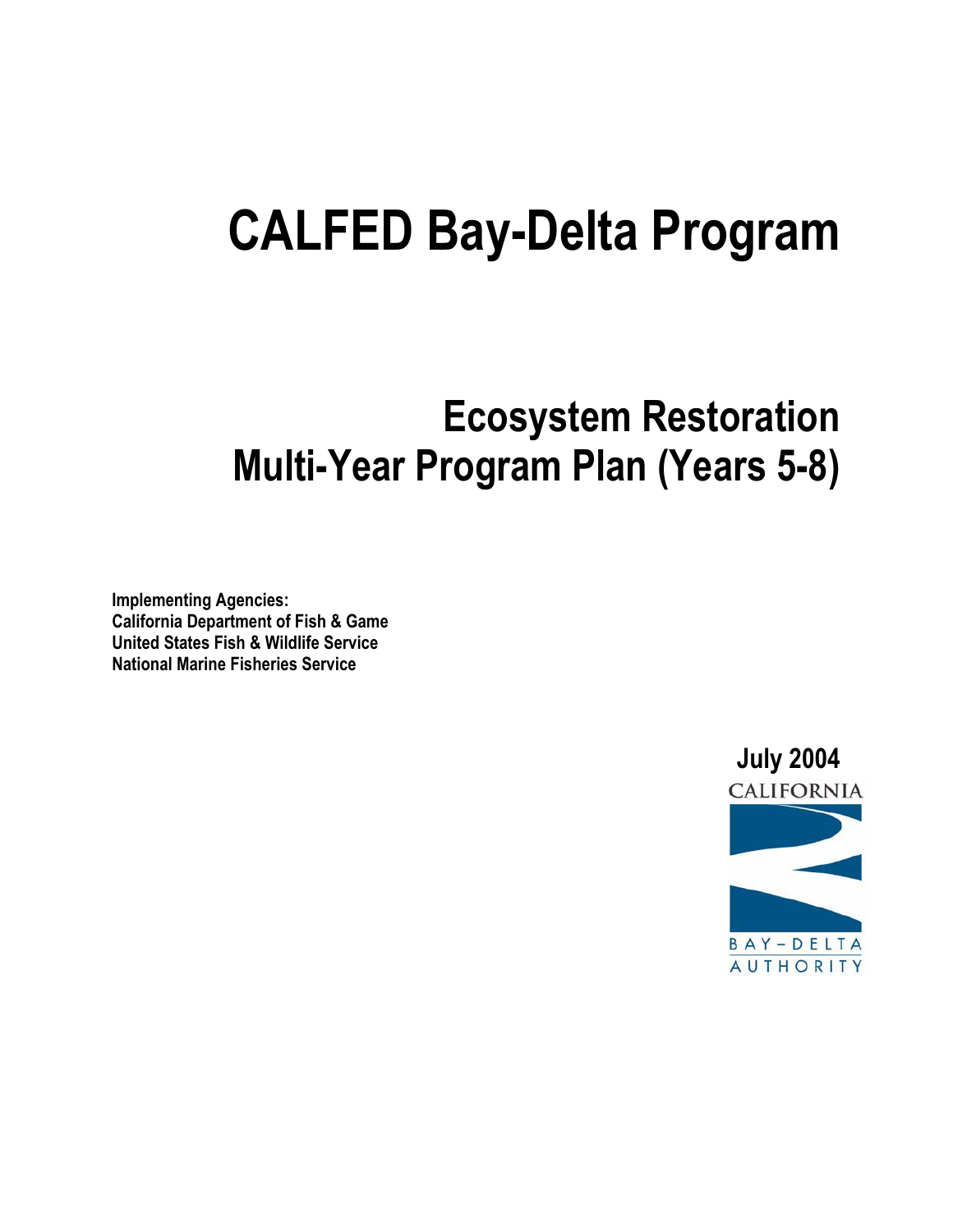# CALFED Bay-Delta Program

## Ecosystem Restoration Multi-Year Program Plan (Years 5-8)

**Implementing Agencies:**
**California Department of Fish & Game**
**United States Fish & Wildlife Service**
**National Marine Fisheries Service**

**July 2004**

CALIFORNIA
BAY-DELTA
AUTHORITY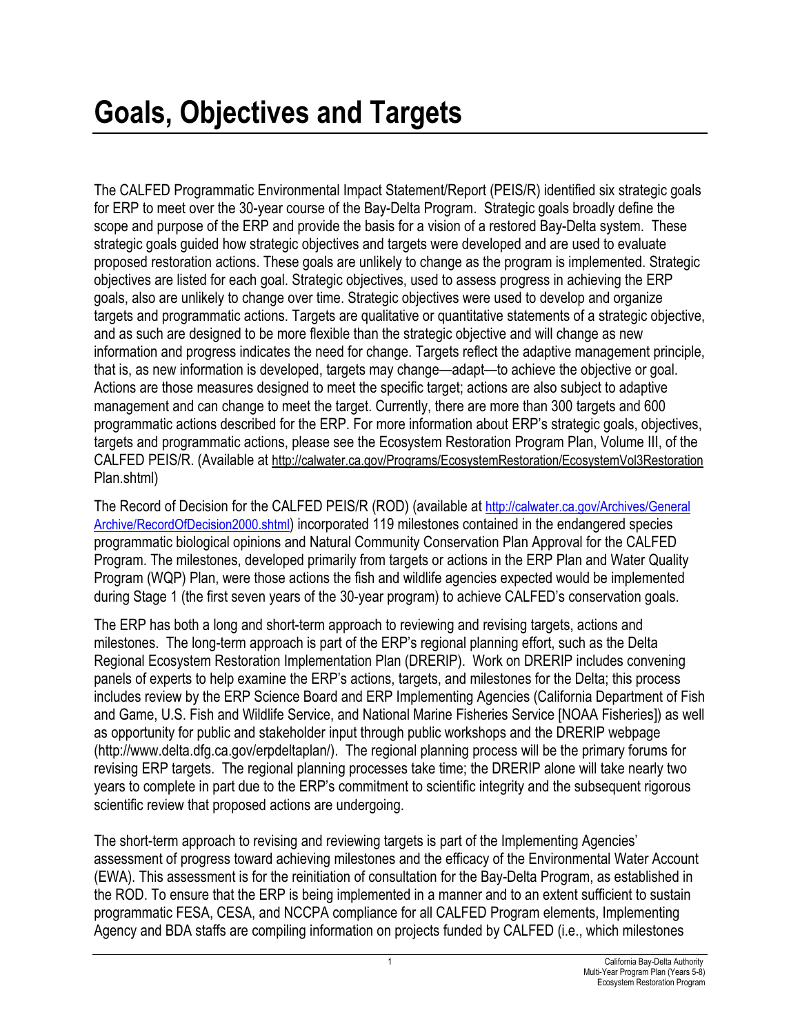# Goals, Objectives and Targets

The CALFED Programmatic Environmental Impact Statement/Report (PEIS/R) identified six strategic goals for ERP to meet over the 30-year course of the Bay-Delta Program. Strategic goals broadly define the scope and purpose of the ERP and provide the basis for a vision of a restored Bay-Delta system. These strategic goals guided how strategic objectives and targets were developed and are used to evaluate proposed restoration actions. These goals are unlikely to change as the program is implemented. Strategic objectives are listed for each goal. Strategic objectives, used to assess progress in achieving the ERP goals, also are unlikely to change over time. Strategic objectives were used to develop and organize targets and programmatic actions. Targets are qualitative or quantitative statements of a strategic objective, and as such are designed to be more flexible than the strategic objective and will change as new information and progress indicates the need for change. Targets reflect the adaptive management principle, that is, as new information is developed, targets may change—adapt—to achieve the objective or goal. Actions are those measures designed to meet the specific target; actions are also subject to adaptive management and can change to meet the target. Currently, there are more than 300 targets and 600 programmatic actions described for the ERP. For more information about ERP's strategic goals, objectives, targets and programmatic actions, please see the Ecosystem Restoration Program Plan, Volume III, of the CALFED PEIS/R. (Available at http://calwater.ca.gov/Programs/EcosystemRestoration/EcosystemVol3RestorationPlan.shtml)

The Record of Decision for the CALFED PEIS/R (ROD) (available at http://calwater.ca.gov/Archives/GeneralArchive/RecordOfDecision2000.shtml) incorporated 119 milestones contained in the endangered species programmatic biological opinions and Natural Community Conservation Plan Approval for the CALFED Program. The milestones, developed primarily from targets or actions in the ERP Plan and Water Quality Program (WQP) Plan, were those actions the fish and wildlife agencies expected would be implemented during Stage 1 (the first seven years of the 30-year program) to achieve CALFED's conservation goals.

The ERP has both a long and short-term approach to reviewing and revising targets, actions and milestones. The long-term approach is part of the ERP's regional planning effort, such as the Delta Regional Ecosystem Restoration Implementation Plan (DRERIP). Work on DRERIP includes convening panels of experts to help examine the ERP's actions, targets, and milestones for the Delta; this process includes review by the ERP Science Board and ERP Implementing Agencies (California Department of Fish and Game, U.S. Fish and Wildlife Service, and National Marine Fisheries Service [NOAA Fisheries]) as well as opportunity for public and stakeholder input through public workshops and the DRERIP webpage (http://www.delta.dfg.ca.gov/erpdeltaplan/). The regional planning process will be the primary forums for revising ERP targets. The regional planning processes take time; the DRERIP alone will take nearly two years to complete in part due to the ERP's commitment to scientific integrity and the subsequent rigorous scientific review that proposed actions are undergoing.

The short-term approach to revising and reviewing targets is part of the Implementing Agencies' assessment of progress toward achieving milestones and the efficacy of the Environmental Water Account (EWA). This assessment is for the reinitiation of consultation for the Bay-Delta Program, as established in the ROD. To ensure that the ERP is being implemented in a manner and to an extent sufficient to sustain programmatic FESA, CESA, and NCCPA compliance for all CALFED Program elements, Implementing Agency and BDA staffs are compiling information on projects funded by CALFED (i.e., which milestones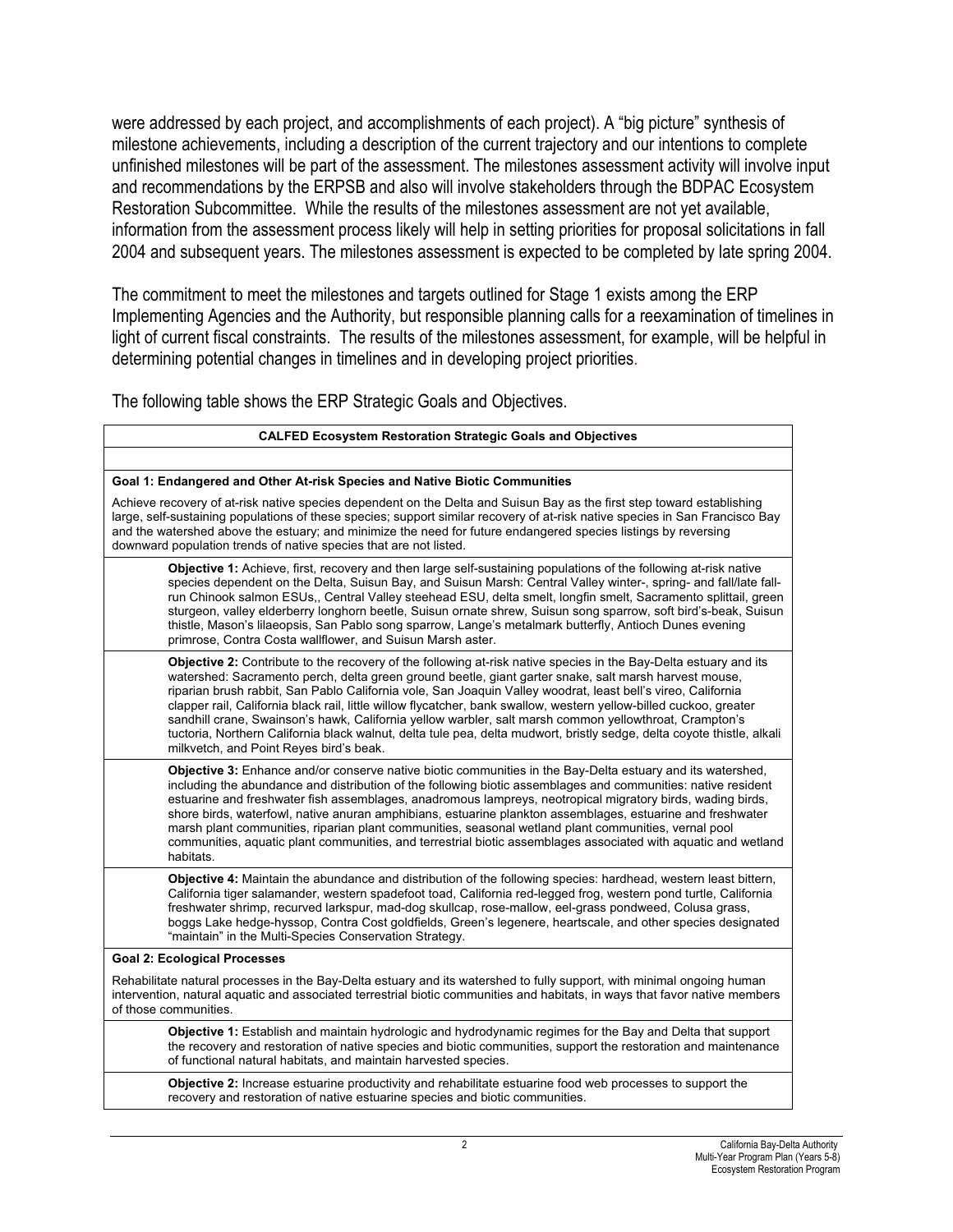were addressed by each project, and accomplishments of each project). A "big picture" synthesis of milestone achievements, including a description of the current trajectory and our intentions to complete unfinished milestones will be part of the assessment. The milestones assessment activity will involve input and recommendations by the ERPSB and also will involve stakeholders through the BDPAC Ecosystem Restoration Subcommittee. While the results of the milestones assessment are not yet available, information from the assessment process likely will help in setting priorities for proposal solicitations in fall 2004 and subsequent years. The milestones assessment is expected to be completed by late spring 2004.

The commitment to meet the milestones and targets outlined for Stage 1 exists among the ERP Implementing Agencies and the Authority, but responsible planning calls for a reexamination of timelines in light of current fiscal constraints. The results of the milestones assessment, for example, will be helpful in determining potential changes in timelines and in developing project priorities.

The following table shows the ERP Strategic Goals and Objectives.

| **CALFED Ecosystem Restoration Strategic Goals and Objectives** |
|---|
| |
| **Goal 1: Endangered and Other At-risk Species and Native Biotic Communities**<br><br>Achieve recovery of at-risk native species dependent on the Delta and Suisun Bay as the first step toward establishing large, self-sustaining populations of these species; support similar recovery of at-risk native species in San Francisco Bay and the watershed above the estuary; and minimize the need for future endangered species listings by reversing downward population trends of native species that are not listed. |
| **Objective 1:** Achieve, first, recovery and then large self-sustaining populations of the following at-risk native species dependent on the Delta, Suisun Bay, and Suisun Marsh: Central Valley winter-, spring- and fall/late fall-run Chinook salmon ESUs,, Central Valley steehead ESU, delta smelt, longfin smelt, Sacramento splittail, green sturgeon, valley elderberry longhorn beetle, Suisun ornate shrew, Suisun song sparrow, soft bird's-beak, Suisun thistle, Mason's lilaeopsis, San Pablo song sparrow, Lange's metalmark butterfly, Antioch Dunes evening primrose, Contra Costa wallflower, and Suisun Marsh aster. |
| **Objective 2:** Contribute to the recovery of the following at-risk native species in the Bay-Delta estuary and its watershed: Sacramento perch, delta green ground beetle, giant garter snake, salt marsh harvest mouse, riparian brush rabbit, San Pablo California vole, San Joaquin Valley woodrat, least bell's vireo, California clapper rail, California black rail, little willow flycatcher, bank swallow, western yellow-billed cuckoo, greater sandhill crane, Swainson's hawk, California yellow warbler, salt marsh common yellowthroat, Crampton's tuctoria, Northern California black walnut, delta tule pea, delta mudwort, bristly sedge, delta coyote thistle, alkali milkvetch, and Point Reyes bird's beak. |
| **Objective 3:** Enhance and/or conserve native biotic communities in the Bay-Delta estuary and its watershed, including the abundance and distribution of the following biotic assemblages and communities: native resident estuarine and freshwater fish assemblages, anadromous lampreys, neotropical migratory birds, wading birds, shore birds, waterfowl, native anuran amphibians, estuarine plankton assemblages, estuarine and freshwater marsh plant communities, riparian plant communities, seasonal wetland plant communities, vernal pool communities, aquatic plant communities, and terrestrial biotic assemblages associated with aquatic and wetland habitats. |
| **Objective 4:** Maintain the abundance and distribution of the following species: hardhead, western least bittern, California tiger salamander, western spadefoot toad, California red-legged frog, western pond turtle, California freshwater shrimp, recurved larkspur, mad-dog skullcap, rose-mallow, eel-grass pondweed, Colusa grass, boggs Lake hedge-hyssop, Contra Cost goldfields, Green's legenere, heartscale, and other species designated "maintain" in the Multi-Species Conservation Strategy. |
| **Goal 2: Ecological Processes**<br><br>Rehabilitate natural processes in the Bay-Delta estuary and its watershed to fully support, with minimal ongoing human intervention, natural aquatic and associated terrestrial biotic communities and habitats, in ways that favor native members of those communities. |
| **Objective 1:** Establish and maintain hydrologic and hydrodynamic regimes for the Bay and Delta that support the recovery and restoration of native species and biotic communities, support the restoration and maintenance of functional natural habitats, and maintain harvested species. |
| **Objective 2:** Increase estuarine productivity and rehabilitate estuarine food web processes to support the recovery and restoration of native estuarine species and biotic communities. |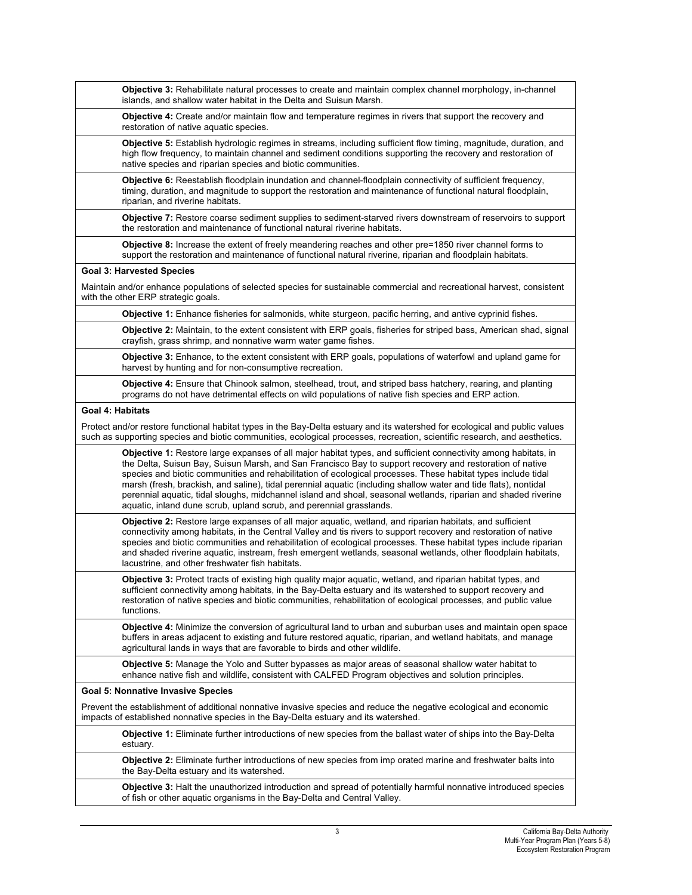**Objective 3:** Rehabilitate natural processes to create and maintain complex channel morphology, in-channel islands, and shallow water habitat in the Delta and Suisun Marsh.

**Objective 4:** Create and/or maintain flow and temperature regimes in rivers that support the recovery and restoration of native aquatic species.

**Objective 5:** Establish hydrologic regimes in streams, including sufficient flow timing, magnitude, duration, and high flow frequency, to maintain channel and sediment conditions supporting the recovery and restoration of native species and riparian species and biotic communities.

**Objective 6:** Reestablish floodplain inundation and channel-floodplain connectivity of sufficient frequency, timing, duration, and magnitude to support the restoration and maintenance of functional natural floodplain, riparian, and riverine habitats.

**Objective 7:** Restore coarse sediment supplies to sediment-starved rivers downstream of reservoirs to support the restoration and maintenance of functional natural riverine habitats.

**Objective 8:** Increase the extent of freely meandering reaches and other pre=1850 river channel forms to support the restoration and maintenance of functional natural riverine, riparian and floodplain habitats.

**Goal 3: Harvested Species**

Maintain and/or enhance populations of selected species for sustainable commercial and recreational harvest, consistent with the other ERP strategic goals.

**Objective 1:** Enhance fisheries for salmonids, white sturgeon, pacific herring, and antive cyprinid fishes.

**Objective 2:** Maintain, to the extent consistent with ERP goals, fisheries for striped bass, American shad, signal crayfish, grass shrimp, and nonnative warm water game fishes.

**Objective 3:** Enhance, to the extent consistent with ERP goals, populations of waterfowl and upland game for harvest by hunting and for non-consumptive recreation.

**Objective 4:** Ensure that Chinook salmon, steelhead, trout, and striped bass hatchery, rearing, and planting programs do not have detrimental effects on wild populations of native fish species and ERP action.

**Goal 4: Habitats**

Protect and/or restore functional habitat types in the Bay-Delta estuary and its watershed for ecological and public values such as supporting species and biotic communities, ecological processes, recreation, scientific research, and aesthetics.

**Objective 1:** Restore large expanses of all major habitat types, and sufficient connectivity among habitats, in the Delta, Suisun Bay, Suisun Marsh, and San Francisco Bay to support recovery and restoration of native species and biotic communities and rehabilitation of ecological processes. These habitat types include tidal marsh (fresh, brackish, and saline), tidal perennial aquatic (including shallow water and tide flats), nontidal perennial aquatic, tidal sloughs, midchannel island and shoal, seasonal wetlands, riparian and shaded riverine aquatic, inland dune scrub, upland scrub, and perennial grasslands.

**Objective 2:** Restore large expanses of all major aquatic, wetland, and riparian habitats, and sufficient connectivity among habitats, in the Central Valley and tis rivers to support recovery and restoration of native species and biotic communities and rehabilitation of ecological processes. These habitat types include riparian and shaded riverine aquatic, instream, fresh emergent wetlands, seasonal wetlands, other floodplain habitats, lacustrine, and other freshwater fish habitats.

**Objective 3:** Protect tracts of existing high quality major aquatic, wetland, and riparian habitat types, and sufficient connectivity among habitats, in the Bay-Delta estuary and its watershed to support recovery and restoration of native species and biotic communities, rehabilitation of ecological processes, and public value functions.

**Objective 4:** Minimize the conversion of agricultural land to urban and suburban uses and maintain open space buffers in areas adjacent to existing and future restored aquatic, riparian, and wetland habitats, and manage agricultural lands in ways that are favorable to birds and other wildlife.

**Objective 5:** Manage the Yolo and Sutter bypasses as major areas of seasonal shallow water habitat to enhance native fish and wildlife, consistent with CALFED Program objectives and solution principles.

**Goal 5: Nonnative Invasive Species**

Prevent the establishment of additional nonnative invasive species and reduce the negative ecological and economic impacts of established nonnative species in the Bay-Delta estuary and its watershed.

**Objective 1:** Eliminate further introductions of new species from the ballast water of ships into the Bay-Delta estuary.

**Objective 2:** Eliminate further introductions of new species from imp orated marine and freshwater baits into the Bay-Delta estuary and its watershed.

**Objective 3:** Halt the unauthorized introduction and spread of potentially harmful nonnative introduced species of fish or other aquatic organisms in the Bay-Delta and Central Valley.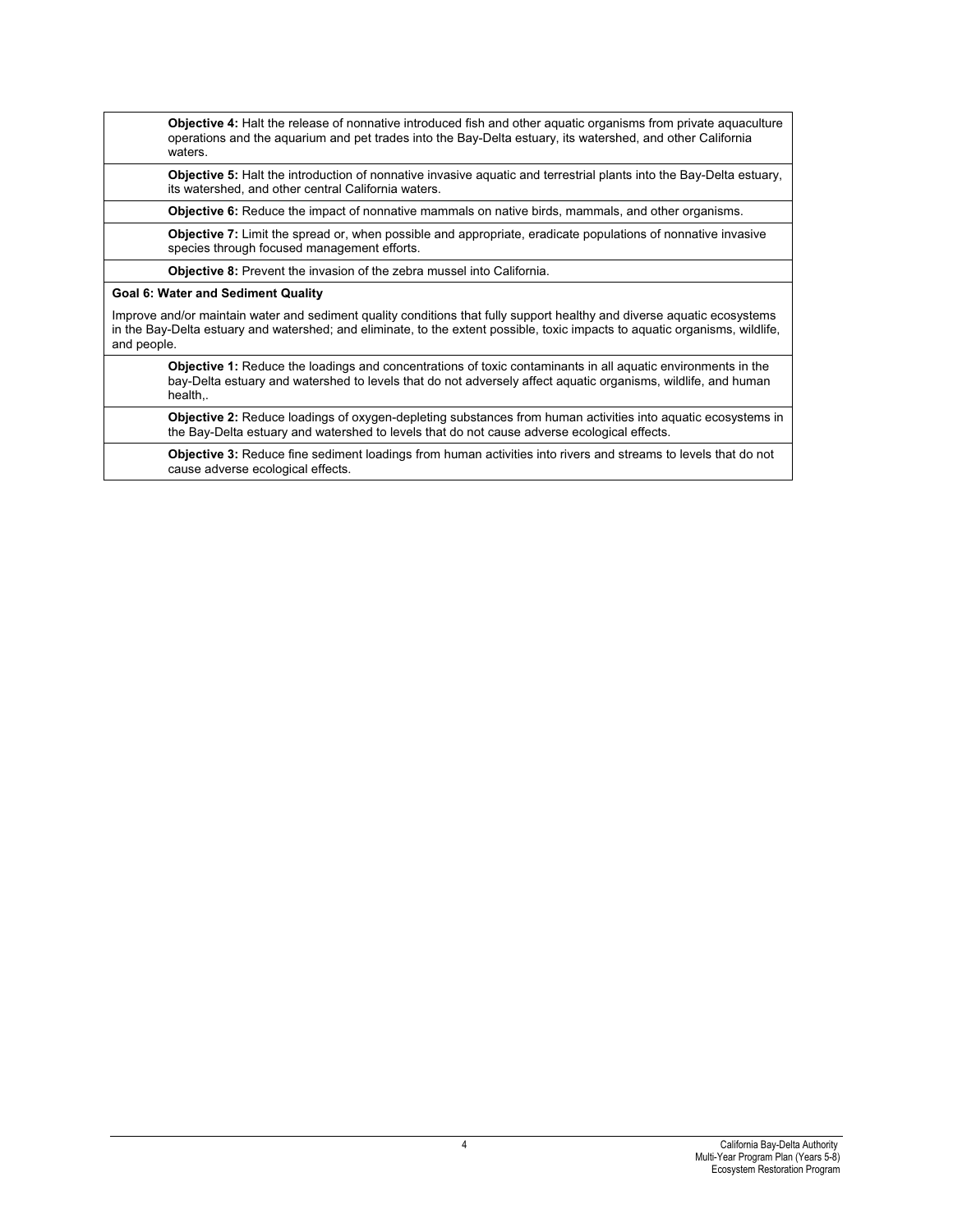**Objective 4:** Halt the release of nonnative introduced fish and other aquatic organisms from private aquaculture operations and the aquarium and pet trades into the Bay-Delta estuary, its watershed, and other California waters.

**Objective 5:** Halt the introduction of nonnative invasive aquatic and terrestrial plants into the Bay-Delta estuary, its watershed, and other central California waters.

**Objective 6:** Reduce the impact of nonnative mammals on native birds, mammals, and other organisms.

**Objective 7:** Limit the spread or, when possible and appropriate, eradicate populations of nonnative invasive species through focused management efforts.

**Objective 8:** Prevent the invasion of the zebra mussel into California.

**Goal 6: Water and Sediment Quality**

Improve and/or maintain water and sediment quality conditions that fully support healthy and diverse aquatic ecosystems in the Bay-Delta estuary and watershed; and eliminate, to the extent possible, toxic impacts to aquatic organisms, wildlife, and people.

**Objective 1:** Reduce the loadings and concentrations of toxic contaminants in all aquatic environments in the bay-Delta estuary and watershed to levels that do not adversely affect aquatic organisms, wildlife, and human health,.

**Objective 2:** Reduce loadings of oxygen-depleting substances from human activities into aquatic ecosystems in the Bay-Delta estuary and watershed to levels that do not cause adverse ecological effects.

**Objective 3:** Reduce fine sediment loadings from human activities into rivers and streams to levels that do not cause adverse ecological effects.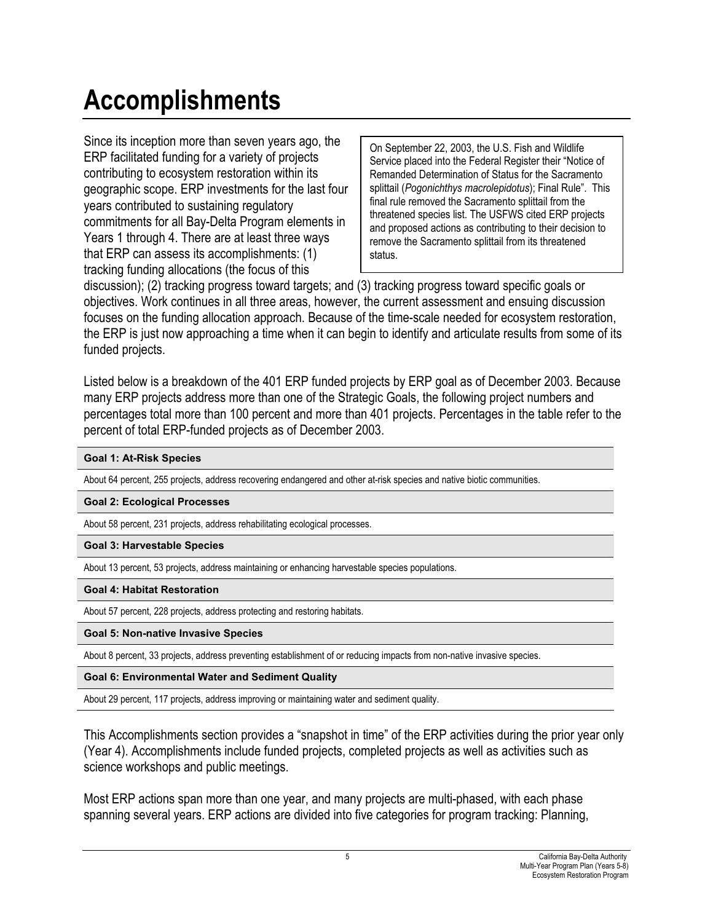# Accomplishments

> On September 22, 2003, the U.S. Fish and Wildlife Service placed into the Federal Register their "Notice of Remanded Determination of Status for the Sacramento splittail (*Pogonichthys macrolepidotus*); Final Rule". This final rule removed the Sacramento splittail from the threatened species list. The USFWS cited ERP projects and proposed actions as contributing to their decision to remove the Sacramento splittail from its threatened status.

Since its inception more than seven years ago, the ERP facilitated funding for a variety of projects contributing to ecosystem restoration within its geographic scope. ERP investments for the last four years contributed to sustaining regulatory commitments for all Bay-Delta Program elements in Years 1 through 4. There are at least three ways that ERP can assess its accomplishments: (1) tracking funding allocations (the focus of this discussion); (2) tracking progress toward targets; and (3) tracking progress toward specific goals or objectives. Work continues in all three areas, however, the current assessment and ensuing discussion focuses on the funding allocation approach. Because of the time-scale needed for ecosystem restoration, the ERP is just now approaching a time when it can begin to identify and articulate results from some of its funded projects.

Listed below is a breakdown of the 401 ERP funded projects by ERP goal as of December 2003. Because many ERP projects address more than one of the Strategic Goals, the following project numbers and percentages total more than 100 percent and more than 401 projects. Percentages in the table refer to the percent of total ERP-funded projects as of December 2003.

| **Goal 1: At-Risk Species** |
|---|
| About 64 percent, 255 projects, address recovering endangered and other at-risk species and native biotic communities. |
| **Goal 2: Ecological Processes** |
| About 58 percent, 231 projects, address rehabilitating ecological processes. |
| **Goal 3: Harvestable Species** |
| About 13 percent, 53 projects, address maintaining or enhancing harvestable species populations. |
| **Goal 4: Habitat Restoration** |
| About 57 percent, 228 projects, address protecting and restoring habitats. |
| **Goal 5: Non-native Invasive Species** |
| About 8 percent, 33 projects, address preventing establishment of or reducing impacts from non-native invasive species. |
| **Goal 6: Environmental Water and Sediment Quality** |
| About 29 percent, 117 projects, address improving or maintaining water and sediment quality. |

This Accomplishments section provides a "snapshot in time" of the ERP activities during the prior year only (Year 4). Accomplishments include funded projects, completed projects as well as activities such as science workshops and public meetings.

Most ERP actions span more than one year, and many projects are multi-phased, with each phase spanning several years. ERP actions are divided into five categories for program tracking: Planning,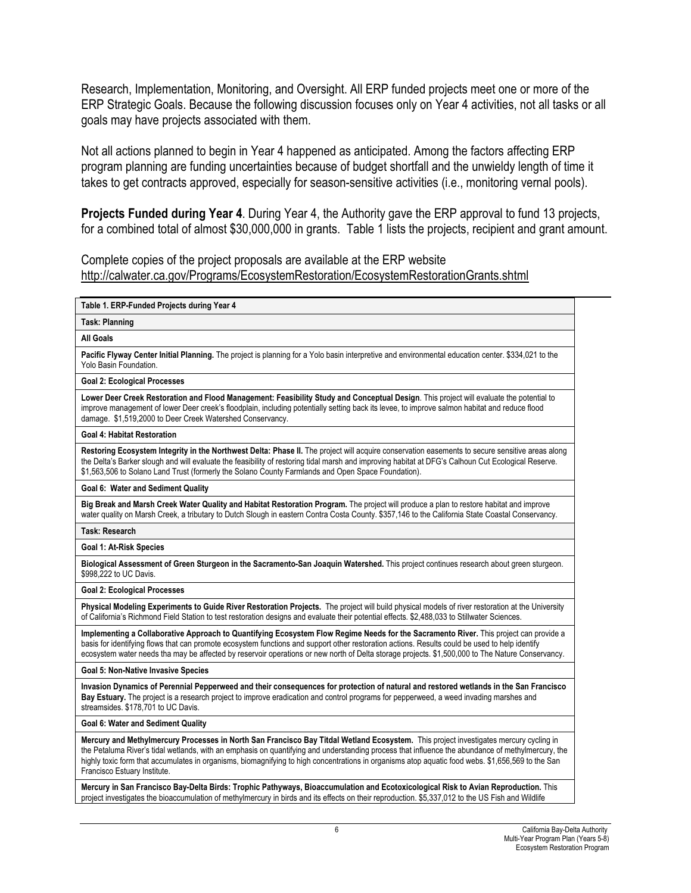Research, Implementation, Monitoring, and Oversight. All ERP funded projects meet one or more of the ERP Strategic Goals. Because the following discussion focuses only on Year 4 activities, not all tasks or all goals may have projects associated with them.

Not all actions planned to begin in Year 4 happened as anticipated. Among the factors affecting ERP program planning are funding uncertainties because of budget shortfall and the unwieldy length of time it takes to get contracts approved, especially for season-sensitive activities (i.e., monitoring vernal pools).

**Projects Funded during Year 4**. During Year 4, the Authority gave the ERP approval to fund 13 projects, for a combined total of almost $30,000,000 in grants. Table 1 lists the projects, recipient and grant amount.

Complete copies of the project proposals are available at the ERP website http://calwater.ca.gov/Programs/EcosystemRestoration/EcosystemRestorationGrants.shtml

| **Table 1. ERP-Funded Projects during Year 4** |
|---|
| **Task: Planning** |
| **All Goals** |
| **Pacific Flyway Center Initial Planning.** The project is planning for a Yolo basin interpretive and environmental education center. $334,021 to the Yolo Basin Foundation. |
| **Goal 2: Ecological Processes** |
| **Lower Deer Creek Restoration and Flood Management: Feasibility Study and Conceptual Design**. This project will evaluate the potential to improve management of lower Deer creek's floodplain, including potentially setting back its levee, to improve salmon habitat and reduce flood damage. $1,519,2000 to Deer Creek Watershed Conservancy. |
| **Goal 4: Habitat Restoration** |
| **Restoring Ecosystem Integrity in the Northwest Delta: Phase II.** The project will acquire conservation easements to secure sensitive areas along the Delta's Barker slough and will evaluate the feasibility of restoring tidal marsh and improving habitat at DFG's Calhoun Cut Ecological Reserve. $1,563,506 to Solano Land Trust (formerly the Solano County Farmlands and Open Space Foundation). |
| **Goal 6: Water and Sediment Quality** |
| **Big Break and Marsh Creek Water Quality and Habitat Restoration Program.** The project will produce a plan to restore habitat and improve water quality on Marsh Creek, a tributary to Dutch Slough in eastern Contra Costa County. $357,146 to the California State Coastal Conservancy. |
| **Task: Research** |
| **Goal 1: At-Risk Species** |
| **Biological Assessment of Green Sturgeon in the Sacramento-San Joaquin Watershed.** This project continues research about green sturgeon. $998,222 to UC Davis. |
| **Goal 2: Ecological Processes** |
| **Physical Modeling Experiments to Guide River Restoration Projects.** The project will build physical models of river restoration at the University of California's Richmond Field Station to test restoration designs and evaluate their potential effects. $2,488,033 to Stillwater Sciences. |
| **Implementing a Collaborative Approach to Quantifying Ecosystem Flow Regime Needs for the Sacramento River.** This project can provide a basis for identifying flows that can promote ecosystem functions and support other restoration actions. Results could be used to help identify ecosystem water needs tha may be affected by reservoir operations or new north of Delta storage projects. $1,500,000 to The Nature Conservancy. |
| **Goal 5: Non-Native Invasive Species** |
| **Invasion Dynamics of Perennial Pepperweed and their consequences for protection of natural and restored wetlands in the San Francisco Bay Estuary.** The project is a research project to improve eradication and control programs for pepperweed, a weed invading marshes and streamsides. $178,701 to UC Davis. |
| **Goal 6: Water and Sediment Quality** |
| **Mercury and Methylmercury Processes in North San Francisco Bay Titdal Wetland Ecosystem.** This project investigates mercury cycling in the Petaluma River's tidal wetlands, with an emphasis on quantifying and understanding process that influence the abundance of methylmercury, the highly toxic form that accumulates in organisms, biomagnifying to high concentrations in organisms atop aquatic food webs. $1,656,569 to the San Francisco Estuary Institute. |
| **Mercury in San Francisco Bay-Delta Birds: Trophic Pathyways, Bioaccumulation and Ecotoxicological Risk to Avian Reproduction.** This project investigates the bioaccumulation of methylmercury in birds and its effects on their reproduction. $5,337,012 to the US Fish and Wildlife |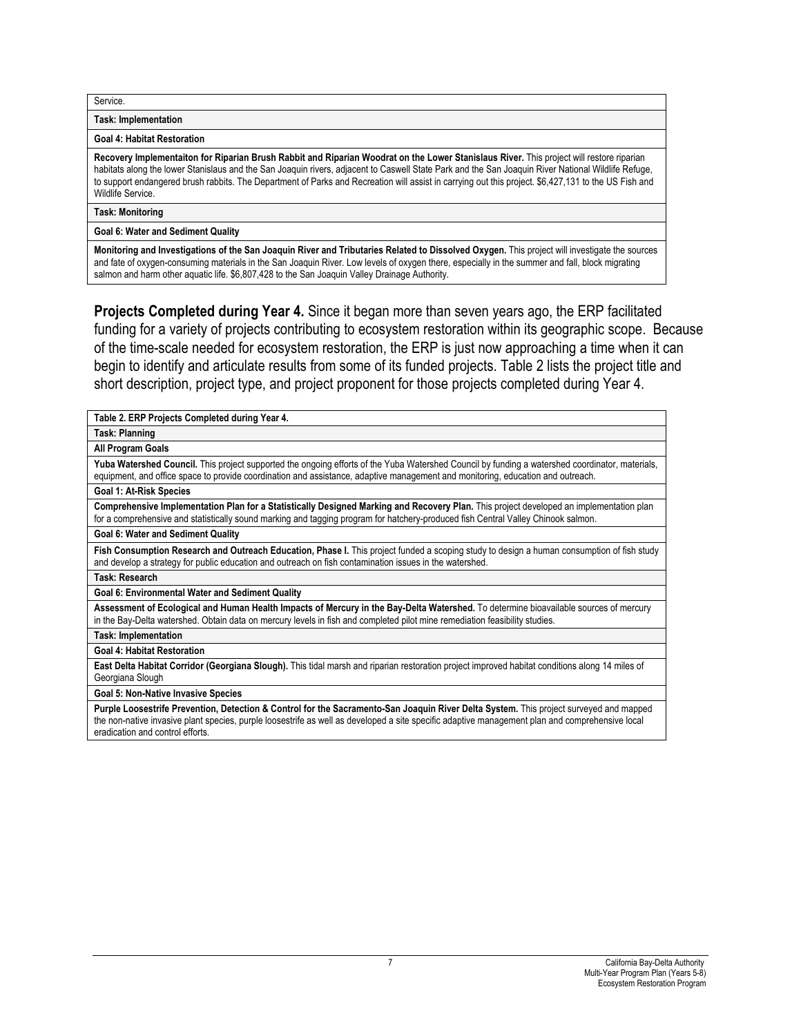| Service. |
|---|
| **Task: Implementation** |
| **Goal 4: Habitat Restoration** |
| **Recovery Implementaiton for Riparian Brush Rabbit and Riparian Woodrat on the Lower Stanislaus River.** This project will restore riparian habitats along the lower Stanislaus and the San Joaquin rivers, adjacent to Caswell State Park and the San Joaquin River National Wildlife Refuge, to support endangered brush rabbits. The Department of Parks and Recreation will assist in carrying out this project. $6,427,131 to the US Fish and Wildlife Service. |
| **Task: Monitoring** |
| **Goal 6: Water and Sediment Quality** |
| **Monitoring and Investigations of the San Joaquin River and Tributaries Related to Dissolved Oxygen.** This project will investigate the sources and fate of oxygen-consuming materials in the San Joaquin River. Low levels of oxygen there, especially in the summer and fall, block migrating salmon and harm other aquatic life. $6,807,428 to the San Joaquin Valley Drainage Authority. |

**Projects Completed during Year 4.** Since it began more than seven years ago, the ERP facilitated funding for a variety of projects contributing to ecosystem restoration within its geographic scope. Because of the time-scale needed for ecosystem restoration, the ERP is just now approaching a time when it can begin to identify and articulate results from some of its funded projects. Table 2 lists the project title and short description, project type, and project proponent for those projects completed during Year 4.

| Table 2. ERP Projects Completed during Year 4. |
|---|
| **Task: Planning** |
| **All Program Goals** |
| **Yuba Watershed Council.** This project supported the ongoing efforts of the Yuba Watershed Council by funding a watershed coordinator, materials, equipment, and office space to provide coordination and assistance, adaptive management and monitoring, education and outreach. |
| **Goal 1: At-Risk Species** |
| **Comprehensive Implementation Plan for a Statistically Designed Marking and Recovery Plan.** This project developed an implementation plan for a comprehensive and statistically sound marking and tagging program for hatchery-produced fish Central Valley Chinook salmon. |
| **Goal 6: Water and Sediment Quality** |
| **Fish Consumption Research and Outreach Education, Phase I.** This project funded a scoping study to design a human consumption of fish study and develop a strategy for public education and outreach on fish contamination issues in the watershed. |
| **Task: Research** |
| **Goal 6: Environmental Water and Sediment Quality** |
| **Assessment of Ecological and Human Health Impacts of Mercury in the Bay-Delta Watershed.** To determine bioavailable sources of mercury in the Bay-Delta watershed. Obtain data on mercury levels in fish and completed pilot mine remediation feasibility studies. |
| **Task: Implementation** |
| **Goal 4: Habitat Restoration** |
| **East Delta Habitat Corridor (Georgiana Slough).** This tidal marsh and riparian restoration project improved habitat conditions along 14 miles of Georgiana Slough |
| **Goal 5: Non-Native Invasive Species** |
| **Purple Loosestrife Prevention, Detection & Control for the Sacramento-San Joaquin River Delta System.** This project surveyed and mapped the non-native invasive plant species, purple loosestrife as well as developed a site specific adaptive management plan and comprehensive local eradication and control efforts. |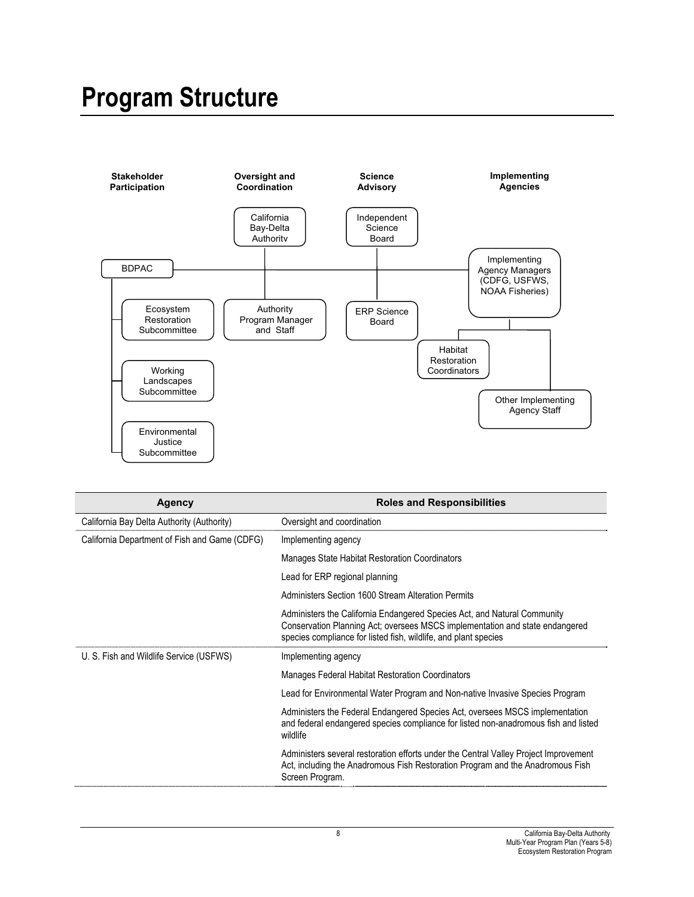# Program Structure

**Stakeholder Participation**

**Oversight and Coordination**

**Science Advisory**

**Implementing Agencies**

California Bay-Delta Authority

Independent Science Board

BDPAC

Implementing Agency Managers (CDFG, USFWS, NOAA Fisheries)

Ecosystem Restoration Subcommittee

Authority Program Manager and Staff

ERP Science Board

Habitat Restoration Coordinators

Working Landscapes Subcommittee

Other Implementing Agency Staff

Environmental Justice Subcommittee

| Agency | Roles and Responsibilities |
|---|---|
| California Bay Delta Authority (Authority) | Oversight and coordination |
| California Department of Fish and Game (CDFG) | Implementing agency |
| | Manages State Habitat Restoration Coordinators |
| | Lead for ERP regional planning |
| | Administers Section 1600 Stream Alteration Permits |
| | Administers the California Endangered Species Act, and Natural Community Conservation Planning Act; oversees MSCS implementation and state endangered species compliance for listed fish, wildlife, and plant species |
| U. S. Fish and Wildlife Service (USFWS) | Implementing agency |
| | Manages Federal Habitat Restoration Coordinators |
| | Lead for Environmental Water Program and Non-native Invasive Species Program |
| | Administers the Federal Endangered Species Act, oversees MSCS implementation and federal endangered species compliance for listed non-anadromous fish and listed wildlife |
| | Administers several restoration efforts under the Central Valley Project Improvement Act, including the Anadromous Fish Restoration Program and the Anadromous Fish Screen Program. |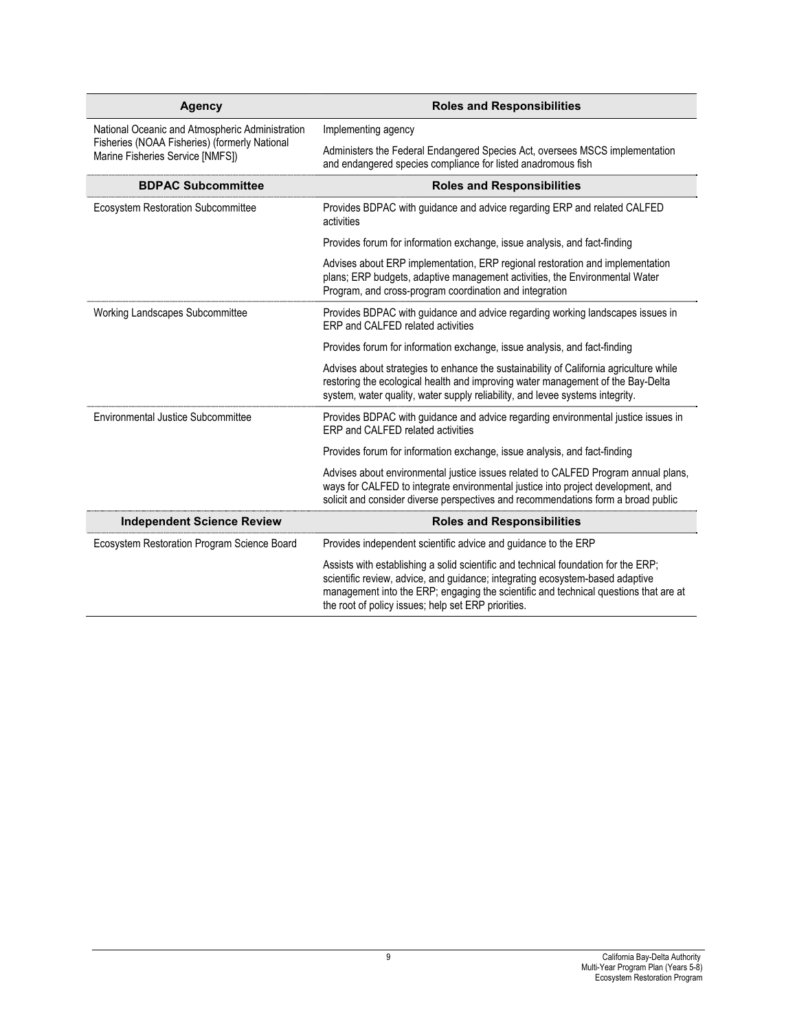| Agency | Roles and Responsibilities |
|---|---|
| National Oceanic and Atmospheric Administration Fisheries (NOAA Fisheries) (formerly National Marine Fisheries Service [NMFS]) | Implementing agency |
| | Administers the Federal Endangered Species Act, oversees MSCS implementation and endangered species compliance for listed anadromous fish |
| **BDPAC Subcommittee** | **Roles and Responsibilities** |
| Ecosystem Restoration Subcommittee | Provides BDPAC with guidance and advice regarding ERP and related CALFED activities |
| | Provides forum for information exchange, issue analysis, and fact-finding |
| | Advises about ERP implementation, ERP regional restoration and implementation plans; ERP budgets, adaptive management activities, the Environmental Water Program, and cross-program coordination and integration |
| Working Landscapes Subcommittee | Provides BDPAC with guidance and advice regarding working landscapes issues in ERP and CALFED related activities |
| | Provides forum for information exchange, issue analysis, and fact-finding |
| | Advises about strategies to enhance the sustainability of California agriculture while restoring the ecological health and improving water management of the Bay-Delta system, water quality, water supply reliability, and levee systems integrity. |
| Environmental Justice Subcommittee | Provides BDPAC with guidance and advice regarding environmental justice issues in ERP and CALFED related activities |
| | Provides forum for information exchange, issue analysis, and fact-finding |
| | Advises about environmental justice issues related to CALFED Program annual plans, ways for CALFED to integrate environmental justice into project development, and solicit and consider diverse perspectives and recommendations form a broad public |
| **Independent Science Review** | **Roles and Responsibilities** |
| Ecosystem Restoration Program Science Board | Provides independent scientific advice and guidance to the ERP |
| | Assists with establishing a solid scientific and technical foundation for the ERP; scientific review, advice, and guidance; integrating ecosystem-based adaptive management into the ERP; engaging the scientific and technical questions that are at the root of policy issues; help set ERP priorities. |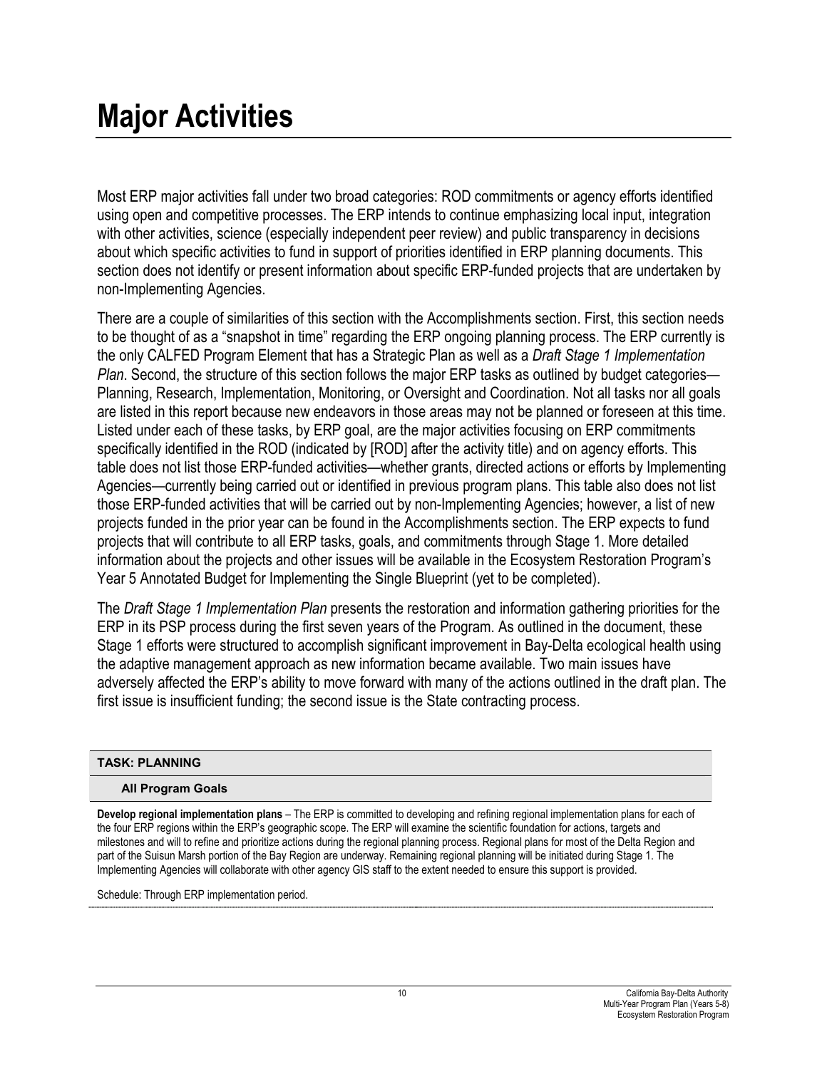# Major Activities

Most ERP major activities fall under two broad categories: ROD commitments or agency efforts identified using open and competitive processes. The ERP intends to continue emphasizing local input, integration with other activities, science (especially independent peer review) and public transparency in decisions about which specific activities to fund in support of priorities identified in ERP planning documents. This section does not identify or present information about specific ERP-funded projects that are undertaken by non-Implementing Agencies.

There are a couple of similarities of this section with the Accomplishments section. First, this section needs to be thought of as a "snapshot in time" regarding the ERP ongoing planning process. The ERP currently is the only CALFED Program Element that has a Strategic Plan as well as a *Draft Stage 1 Implementation Plan*. Second, the structure of this section follows the major ERP tasks as outlined by budget categories—Planning, Research, Implementation, Monitoring, or Oversight and Coordination. Not all tasks nor all goals are listed in this report because new endeavors in those areas may not be planned or foreseen at this time. Listed under each of these tasks, by ERP goal, are the major activities focusing on ERP commitments specifically identified in the ROD (indicated by [ROD] after the activity title) and on agency efforts. This table does not list those ERP-funded activities—whether grants, directed actions or efforts by Implementing Agencies—currently being carried out or identified in previous program plans. This table also does not list those ERP-funded activities that will be carried out by non-Implementing Agencies; however, a list of new projects funded in the prior year can be found in the Accomplishments section. The ERP expects to fund projects that will contribute to all ERP tasks, goals, and commitments through Stage 1. More detailed information about the projects and other issues will be available in the Ecosystem Restoration Program's Year 5 Annotated Budget for Implementing the Single Blueprint (yet to be completed).

The *Draft Stage 1 Implementation Plan* presents the restoration and information gathering priorities for the ERP in its PSP process during the first seven years of the Program. As outlined in the document, these Stage 1 efforts were structured to accomplish significant improvement in Bay-Delta ecological health using the adaptive management approach as new information became available. Two main issues have adversely affected the ERP's ability to move forward with many of the actions outlined in the draft plan. The first issue is insufficient funding; the second issue is the State contracting process.

**TASK: PLANNING**

**All Program Goals**

**Develop regional implementation plans** – The ERP is committed to developing and refining regional implementation plans for each of the four ERP regions within the ERP's geographic scope. The ERP will examine the scientific foundation for actions, targets and milestones and will to refine and prioritize actions during the regional planning process. Regional plans for most of the Delta Region and part of the Suisun Marsh portion of the Bay Region are underway. Remaining regional planning will be initiated during Stage 1. The Implementing Agencies will collaborate with other agency GIS staff to the extent needed to ensure this support is provided.

Schedule: Through ERP implementation period.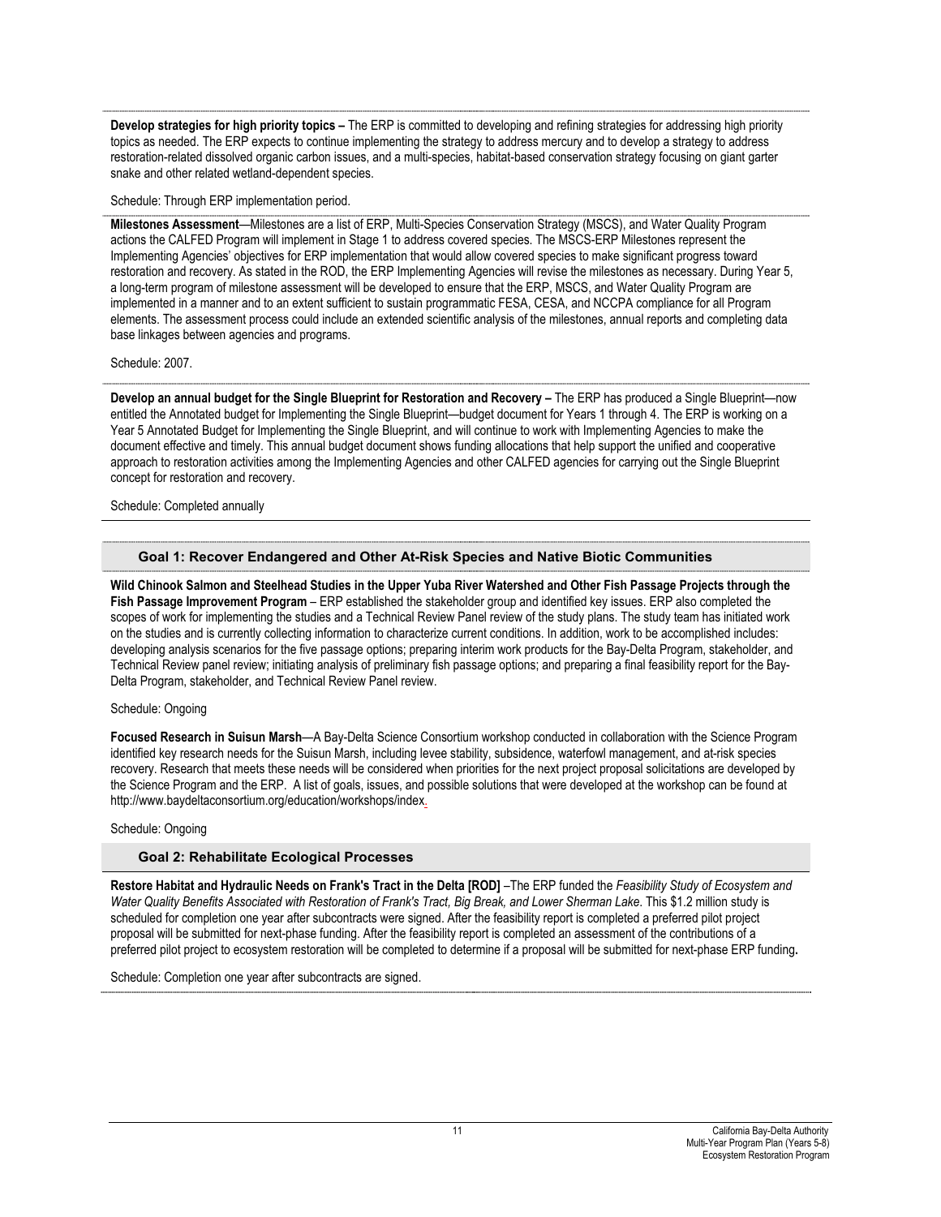**Develop strategies for high priority topics –** The ERP is committed to developing and refining strategies for addressing high priority topics as needed. The ERP expects to continue implementing the strategy to address mercury and to develop a strategy to address restoration-related dissolved organic carbon issues, and a multi-species, habitat-based conservation strategy focusing on giant garter snake and other related wetland-dependent species.

Schedule: Through ERP implementation period.

**Milestones Assessment**—Milestones are a list of ERP, Multi-Species Conservation Strategy (MSCS), and Water Quality Program actions the CALFED Program will implement in Stage 1 to address covered species. The MSCS-ERP Milestones represent the Implementing Agencies' objectives for ERP implementation that would allow covered species to make significant progress toward restoration and recovery. As stated in the ROD, the ERP Implementing Agencies will revise the milestones as necessary. During Year 5, a long-term program of milestone assessment will be developed to ensure that the ERP, MSCS, and Water Quality Program are implemented in a manner and to an extent sufficient to sustain programmatic FESA, CESA, and NCCPA compliance for all Program elements. The assessment process could include an extended scientific analysis of the milestones, annual reports and completing data base linkages between agencies and programs.

Schedule: 2007.

**Develop an annual budget for the Single Blueprint for Restoration and Recovery –** The ERP has produced a Single Blueprint—now entitled the Annotated budget for Implementing the Single Blueprint—budget document for Years 1 through 4. The ERP is working on a Year 5 Annotated Budget for Implementing the Single Blueprint, and will continue to work with Implementing Agencies to make the document effective and timely. This annual budget document shows funding allocations that help support the unified and cooperative approach to restoration activities among the Implementing Agencies and other CALFED agencies for carrying out the Single Blueprint concept for restoration and recovery.

Schedule: Completed annually

### Goal 1: Recover Endangered and Other At-Risk Species and Native Biotic Communities

**Wild Chinook Salmon and Steelhead Studies in the Upper Yuba River Watershed and Other Fish Passage Projects through the Fish Passage Improvement Program** – ERP established the stakeholder group and identified key issues. ERP also completed the scopes of work for implementing the studies and a Technical Review Panel review of the study plans. The study team has initiated work on the studies and is currently collecting information to characterize current conditions. In addition, work to be accomplished includes: developing analysis scenarios for the five passage options; preparing interim work products for the Bay-Delta Program, stakeholder, and Technical Review panel review; initiating analysis of preliminary fish passage options; and preparing a final feasibility report for the Bay-Delta Program, stakeholder, and Technical Review Panel review.

Schedule: Ongoing

**Focused Research in Suisun Marsh**—A Bay-Delta Science Consortium workshop conducted in collaboration with the Science Program identified key research needs for the Suisun Marsh, including levee stability, subsidence, waterfowl management, and at-risk species recovery. Research that meets these needs will be considered when priorities for the next project proposal solicitations are developed by the Science Program and the ERP. A list of goals, issues, and possible solutions that were developed at the workshop can be found at http://www.baydeltaconsortium.org/education/workshops/index.

Schedule: Ongoing

### Goal 2: Rehabilitate Ecological Processes

**Restore Habitat and Hydraulic Needs on Frank's Tract in the Delta [ROD]** –The ERP funded the *Feasibility Study of Ecosystem and Water Quality Benefits Associated with Restoration of Frank's Tract, Big Break, and Lower Sherman Lake*. This $1.2 million study is scheduled for completion one year after subcontracts were signed. After the feasibility report is completed a preferred pilot project proposal will be submitted for next-phase funding. After the feasibility report is completed an assessment of the contributions of a preferred pilot project to ecosystem restoration will be completed to determine if a proposal will be submitted for next-phase ERP funding**.**

Schedule: Completion one year after subcontracts are signed.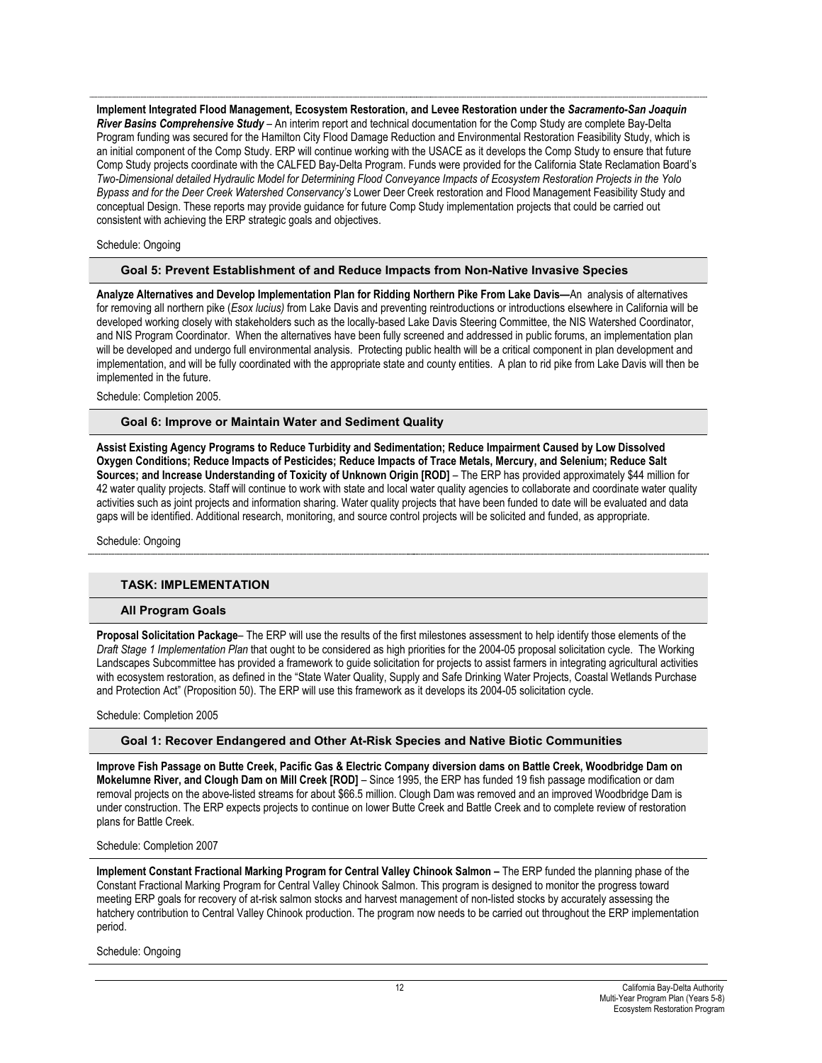**Implement Integrated Flood Management, Ecosystem Restoration, and Levee Restoration under the *Sacramento-San Joaquin River Basins Comprehensive Study*** – An interim report and technical documentation for the Comp Study are complete Bay-Delta Program funding was secured for the Hamilton City Flood Damage Reduction and Environmental Restoration Feasibility Study, which is an initial component of the Comp Study. ERP will continue working with the USACE as it develops the Comp Study to ensure that future Comp Study projects coordinate with the CALFED Bay-Delta Program. Funds were provided for the California State Reclamation Board's *Two-Dimensional detailed Hydraulic Model for Determining Flood Conveyance Impacts of Ecosystem Restoration Projects in the Yolo Bypass and for the Deer Creek Watershed Conservancy's* Lower Deer Creek restoration and Flood Management Feasibility Study and conceptual Design. These reports may provide guidance for future Comp Study implementation projects that could be carried out consistent with achieving the ERP strategic goals and objectives.

Schedule: Ongoing

### Goal 5: Prevent Establishment of and Reduce Impacts from Non-Native Invasive Species

**Analyze Alternatives and Develop Implementation Plan for Ridding Northern Pike From Lake Davis—**An analysis of alternatives for removing all northern pike (*Esox lucius)* from Lake Davis and preventing reintroductions or introductions elsewhere in California will be developed working closely with stakeholders such as the locally-based Lake Davis Steering Committee, the NIS Watershed Coordinator, and NIS Program Coordinator. When the alternatives have been fully screened and addressed in public forums, an implementation plan will be developed and undergo full environmental analysis. Protecting public health will be a critical component in plan development and implementation, and will be fully coordinated with the appropriate state and county entities. A plan to rid pike from Lake Davis will then be implemented in the future.

Schedule: Completion 2005.

### Goal 6: Improve or Maintain Water and Sediment Quality

**Assist Existing Agency Programs to Reduce Turbidity and Sedimentation; Reduce Impairment Caused by Low Dissolved Oxygen Conditions; Reduce Impacts of Pesticides; Reduce Impacts of Trace Metals, Mercury, and Selenium; Reduce Salt Sources; and Increase Understanding of Toxicity of Unknown Origin [ROD]** – The ERP has provided approximately $44 million for 42 water quality projects. Staff will continue to work with state and local water quality agencies to collaborate and coordinate water quality activities such as joint projects and information sharing. Water quality projects that have been funded to date will be evaluated and data gaps will be identified. Additional research, monitoring, and source control projects will be solicited and funded, as appropriate.

Schedule: Ongoing

## TASK: IMPLEMENTATION

### All Program Goals

**Proposal Solicitation Package**– The ERP will use the results of the first milestones assessment to help identify those elements of the *Draft Stage 1 Implementation Plan* that ought to be considered as high priorities for the 2004-05 proposal solicitation cycle. The Working Landscapes Subcommittee has provided a framework to guide solicitation for projects to assist farmers in integrating agricultural activities with ecosystem restoration, as defined in the "State Water Quality, Supply and Safe Drinking Water Projects, Coastal Wetlands Purchase and Protection Act" (Proposition 50). The ERP will use this framework as it develops its 2004-05 solicitation cycle.

Schedule: Completion 2005

### Goal 1: Recover Endangered and Other At-Risk Species and Native Biotic Communities

**Improve Fish Passage on Butte Creek, Pacific Gas & Electric Company diversion dams on Battle Creek, Woodbridge Dam on Mokelumne River, and Clough Dam on Mill Creek [ROD]** – Since 1995, the ERP has funded 19 fish passage modification or dam removal projects on the above-listed streams for about $66.5 million. Clough Dam was removed and an improved Woodbridge Dam is under construction. The ERP expects projects to continue on lower Butte Creek and Battle Creek and to complete review of restoration plans for Battle Creek.

Schedule: Completion 2007

**Implement Constant Fractional Marking Program for Central Valley Chinook Salmon –** The ERP funded the planning phase of the Constant Fractional Marking Program for Central Valley Chinook Salmon. This program is designed to monitor the progress toward meeting ERP goals for recovery of at-risk salmon stocks and harvest management of non-listed stocks by accurately assessing the hatchery contribution to Central Valley Chinook production. The program now needs to be carried out throughout the ERP implementation period.

Schedule: Ongoing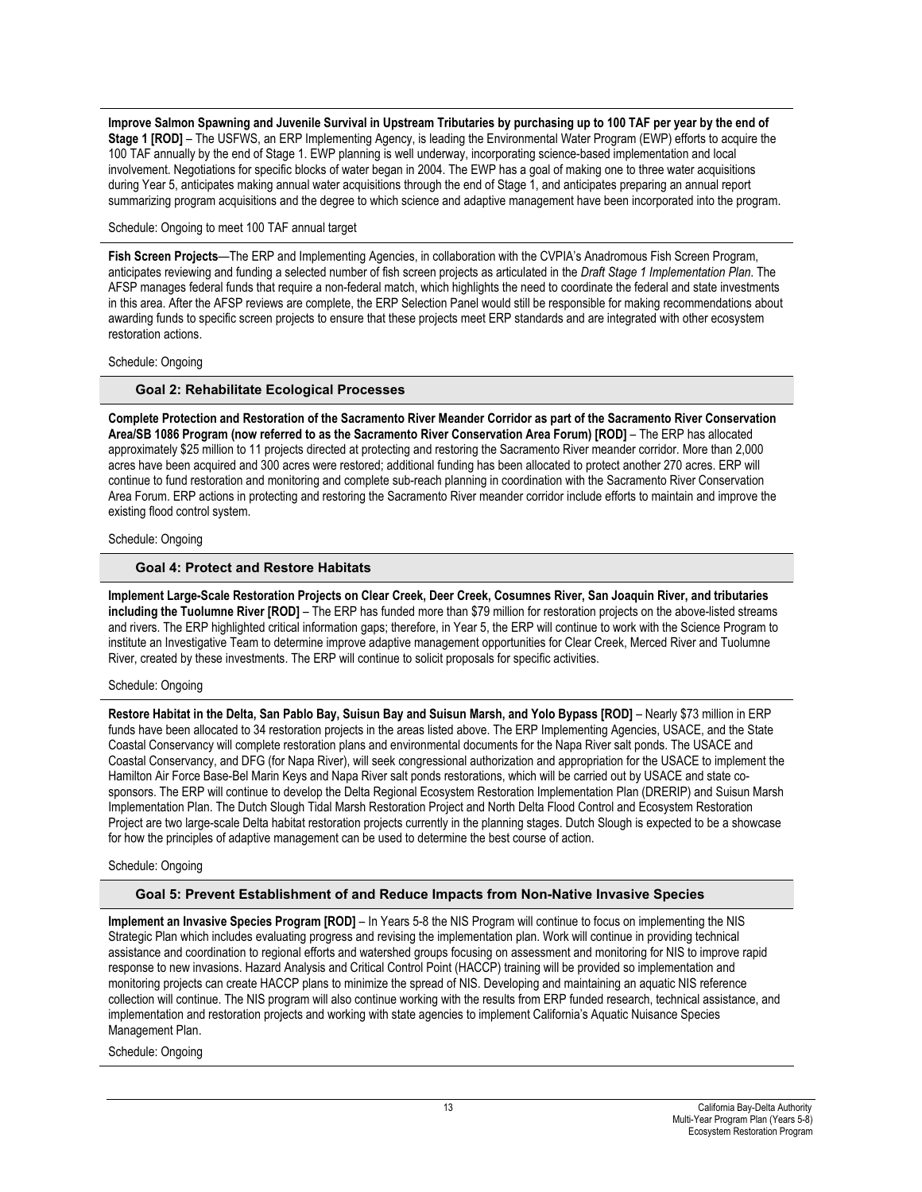**Improve Salmon Spawning and Juvenile Survival in Upstream Tributaries by purchasing up to 100 TAF per year by the end of Stage 1 [ROD]** – The USFWS, an ERP Implementing Agency, is leading the Environmental Water Program (EWP) efforts to acquire the 100 TAF annually by the end of Stage 1. EWP planning is well underway, incorporating science-based implementation and local involvement. Negotiations for specific blocks of water began in 2004. The EWP has a goal of making one to three water acquisitions during Year 5, anticipates making annual water acquisitions through the end of Stage 1, and anticipates preparing an annual report summarizing program acquisitions and the degree to which science and adaptive management have been incorporated into the program.

Schedule: Ongoing to meet 100 TAF annual target

**Fish Screen Projects**—The ERP and Implementing Agencies, in collaboration with the CVPIA's Anadromous Fish Screen Program, anticipates reviewing and funding a selected number of fish screen projects as articulated in the *Draft Stage 1 Implementation Plan*. The AFSP manages federal funds that require a non-federal match, which highlights the need to coordinate the federal and state investments in this area. After the AFSP reviews are complete, the ERP Selection Panel would still be responsible for making recommendations about awarding funds to specific screen projects to ensure that these projects meet ERP standards and are integrated with other ecosystem restoration actions.

Schedule: Ongoing

### Goal 2: Rehabilitate Ecological Processes

**Complete Protection and Restoration of the Sacramento River Meander Corridor as part of the Sacramento River Conservation Area/SB 1086 Program (now referred to as the Sacramento River Conservation Area Forum) [ROD]** – The ERP has allocated approximately $25 million to 11 projects directed at protecting and restoring the Sacramento River meander corridor. More than 2,000 acres have been acquired and 300 acres were restored; additional funding has been allocated to protect another 270 acres. ERP will continue to fund restoration and monitoring and complete sub-reach planning in coordination with the Sacramento River Conservation Area Forum. ERP actions in protecting and restoring the Sacramento River meander corridor include efforts to maintain and improve the existing flood control system.

Schedule: Ongoing

### Goal 4: Protect and Restore Habitats

**Implement Large-Scale Restoration Projects on Clear Creek, Deer Creek, Cosumnes River, San Joaquin River, and tributaries including the Tuolumne River [ROD]** – The ERP has funded more than $79 million for restoration projects on the above-listed streams and rivers. The ERP highlighted critical information gaps; therefore, in Year 5, the ERP will continue to work with the Science Program to institute an Investigative Team to determine improve adaptive management opportunities for Clear Creek, Merced River and Tuolumne River, created by these investments. The ERP will continue to solicit proposals for specific activities.

Schedule: Ongoing

**Restore Habitat in the Delta, San Pablo Bay, Suisun Bay and Suisun Marsh, and Yolo Bypass [ROD]** – Nearly $73 million in ERP funds have been allocated to 34 restoration projects in the areas listed above. The ERP Implementing Agencies, USACE, and the State Coastal Conservancy will complete restoration plans and environmental documents for the Napa River salt ponds. The USACE and Coastal Conservancy, and DFG (for Napa River), will seek congressional authorization and appropriation for the USACE to implement the Hamilton Air Force Base-Bel Marin Keys and Napa River salt ponds restorations, which will be carried out by USACE and state co-sponsors. The ERP will continue to develop the Delta Regional Ecosystem Restoration Implementation Plan (DRERIP) and Suisun Marsh Implementation Plan. The Dutch Slough Tidal Marsh Restoration Project and North Delta Flood Control and Ecosystem Restoration Project are two large-scale Delta habitat restoration projects currently in the planning stages. Dutch Slough is expected to be a showcase for how the principles of adaptive management can be used to determine the best course of action.

Schedule: Ongoing

### Goal 5: Prevent Establishment of and Reduce Impacts from Non-Native Invasive Species

**Implement an Invasive Species Program [ROD]** – In Years 5-8 the NIS Program will continue to focus on implementing the NIS Strategic Plan which includes evaluating progress and revising the implementation plan. Work will continue in providing technical assistance and coordination to regional efforts and watershed groups focusing on assessment and monitoring for NIS to improve rapid response to new invasions. Hazard Analysis and Critical Control Point (HACCP) training will be provided so implementation and monitoring projects can create HACCP plans to minimize the spread of NIS. Developing and maintaining an aquatic NIS reference collection will continue. The NIS program will also continue working with the results from ERP funded research, technical assistance, and implementation and restoration projects and working with state agencies to implement California's Aquatic Nuisance Species Management Plan.

Schedule: Ongoing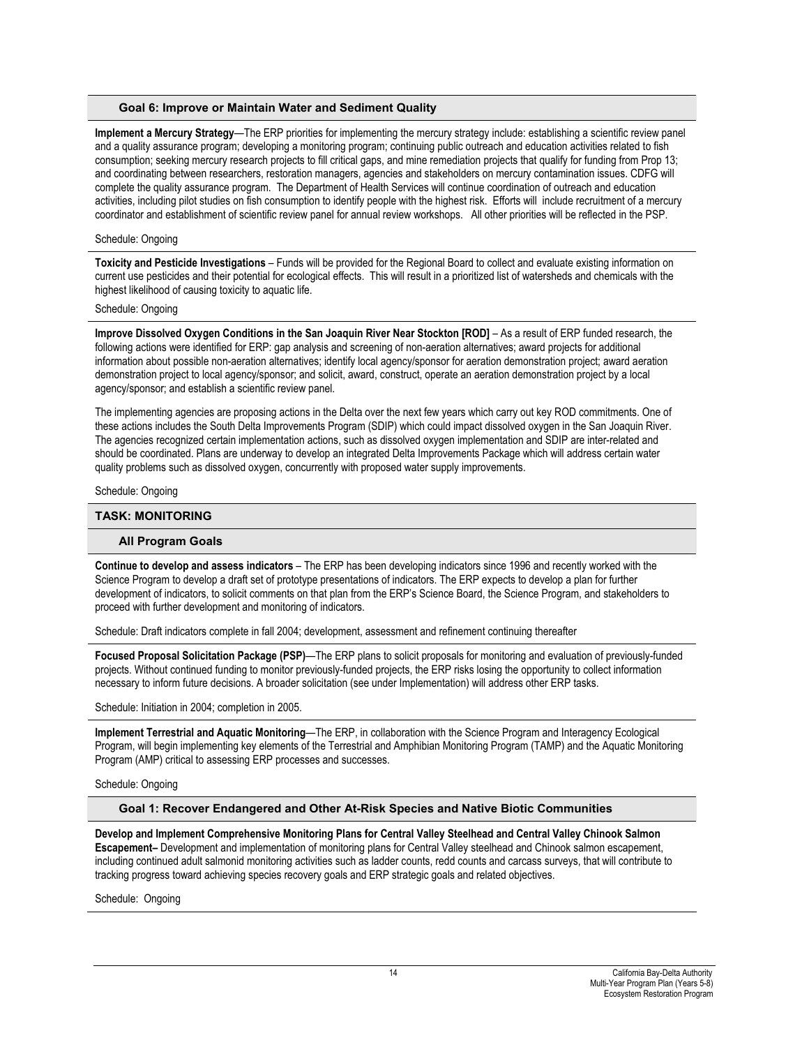### Goal 6: Improve or Maintain Water and Sediment Quality

**Implement a Mercury Strategy**—The ERP priorities for implementing the mercury strategy include: establishing a scientific review panel and a quality assurance program; developing a monitoring program; continuing public outreach and education activities related to fish consumption; seeking mercury research projects to fill critical gaps, and mine remediation projects that qualify for funding from Prop 13; and coordinating between researchers, restoration managers, agencies and stakeholders on mercury contamination issues. CDFG will complete the quality assurance program. The Department of Health Services will continue coordination of outreach and education activities, including pilot studies on fish consumption to identify people with the highest risk. Efforts will include recruitment of a mercury coordinator and establishment of scientific review panel for annual review workshops. All other priorities will be reflected in the PSP.

Schedule: Ongoing

**Toxicity and Pesticide Investigations** – Funds will be provided for the Regional Board to collect and evaluate existing information on current use pesticides and their potential for ecological effects. This will result in a prioritized list of watersheds and chemicals with the highest likelihood of causing toxicity to aquatic life.

Schedule: Ongoing

**Improve Dissolved Oxygen Conditions in the San Joaquin River Near Stockton [ROD]** – As a result of ERP funded research, the following actions were identified for ERP: gap analysis and screening of non-aeration alternatives; award projects for additional information about possible non-aeration alternatives; identify local agency/sponsor for aeration demonstration project; award aeration demonstration project to local agency/sponsor; and solicit, award, construct, operate an aeration demonstration project by a local agency/sponsor; and establish a scientific review panel.

The implementing agencies are proposing actions in the Delta over the next few years which carry out key ROD commitments. One of these actions includes the South Delta Improvements Program (SDIP) which could impact dissolved oxygen in the San Joaquin River. The agencies recognized certain implementation actions, such as dissolved oxygen implementation and SDIP are inter-related and should be coordinated. Plans are underway to develop an integrated Delta Improvements Package which will address certain water quality problems such as dissolved oxygen, concurrently with proposed water supply improvements.

Schedule: Ongoing

## TASK: MONITORING

### All Program Goals

**Continue to develop and assess indicators** – The ERP has been developing indicators since 1996 and recently worked with the Science Program to develop a draft set of prototype presentations of indicators. The ERP expects to develop a plan for further development of indicators, to solicit comments on that plan from the ERP's Science Board, the Science Program, and stakeholders to proceed with further development and monitoring of indicators.

Schedule: Draft indicators complete in fall 2004; development, assessment and refinement continuing thereafter

**Focused Proposal Solicitation Package (PSP)**—The ERP plans to solicit proposals for monitoring and evaluation of previously-funded projects. Without continued funding to monitor previously-funded projects, the ERP risks losing the opportunity to collect information necessary to inform future decisions. A broader solicitation (see under Implementation) will address other ERP tasks.

Schedule: Initiation in 2004; completion in 2005.

**Implement Terrestrial and Aquatic Monitoring**—The ERP, in collaboration with the Science Program and Interagency Ecological Program, will begin implementing key elements of the Terrestrial and Amphibian Monitoring Program (TAMP) and the Aquatic Monitoring Program (AMP) critical to assessing ERP processes and successes.

Schedule: Ongoing

### Goal 1: Recover Endangered and Other At-Risk Species and Native Biotic Communities

**Develop and Implement Comprehensive Monitoring Plans for Central Valley Steelhead and Central Valley Chinook Salmon Escapement–** Development and implementation of monitoring plans for Central Valley steelhead and Chinook salmon escapement, including continued adult salmonid monitoring activities such as ladder counts, redd counts and carcass surveys, that will contribute to tracking progress toward achieving species recovery goals and ERP strategic goals and related objectives.

Schedule: Ongoing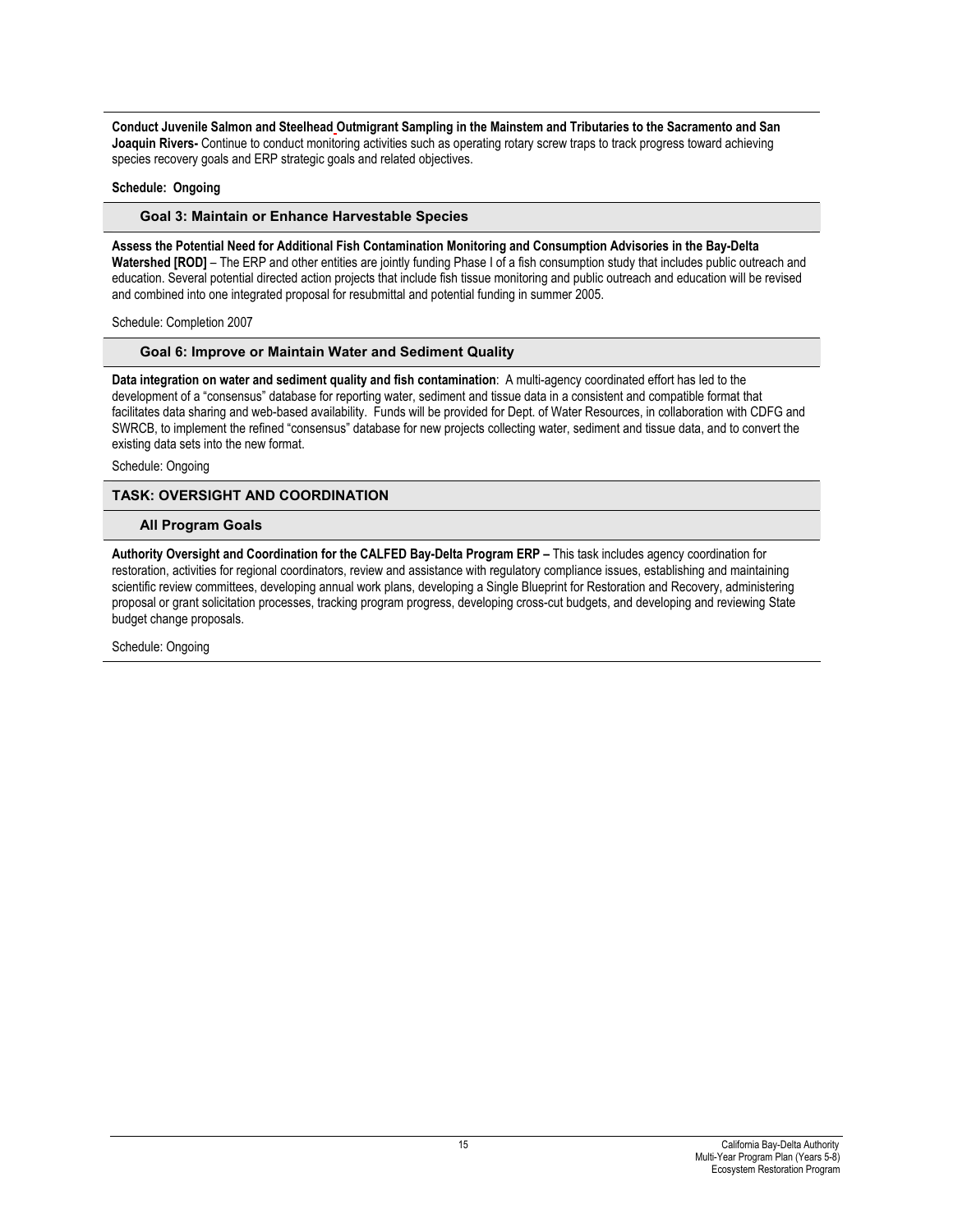**Conduct Juvenile Salmon and Steelhead Outmigrant Sampling in the Mainstem and Tributaries to the Sacramento and San Joaquin Rivers-** Continue to conduct monitoring activities such as operating rotary screw traps to track progress toward achieving species recovery goals and ERP strategic goals and related objectives.

**Schedule: Ongoing**

### Goal 3: Maintain or Enhance Harvestable Species

**Assess the Potential Need for Additional Fish Contamination Monitoring and Consumption Advisories in the Bay-Delta Watershed [ROD]** – The ERP and other entities are jointly funding Phase I of a fish consumption study that includes public outreach and education. Several potential directed action projects that include fish tissue monitoring and public outreach and education will be revised and combined into one integrated proposal for resubmittal and potential funding in summer 2005.

Schedule: Completion 2007

### Goal 6: Improve or Maintain Water and Sediment Quality

**Data integration on water and sediment quality and fish contamination**: A multi-agency coordinated effort has led to the development of a "consensus" database for reporting water, sediment and tissue data in a consistent and compatible format that facilitates data sharing and web-based availability. Funds will be provided for Dept. of Water Resources, in collaboration with CDFG and SWRCB, to implement the refined "consensus" database for new projects collecting water, sediment and tissue data, and to convert the existing data sets into the new format.

Schedule: Ongoing

## TASK: OVERSIGHT AND COORDINATION

### All Program Goals

**Authority Oversight and Coordination for the CALFED Bay-Delta Program ERP –** This task includes agency coordination for restoration, activities for regional coordinators, review and assistance with regulatory compliance issues, establishing and maintaining scientific review committees, developing annual work plans, developing a Single Blueprint for Restoration and Recovery, administering proposal or grant solicitation processes, tracking program progress, developing cross-cut budgets, and developing and reviewing State budget change proposals.

Schedule: Ongoing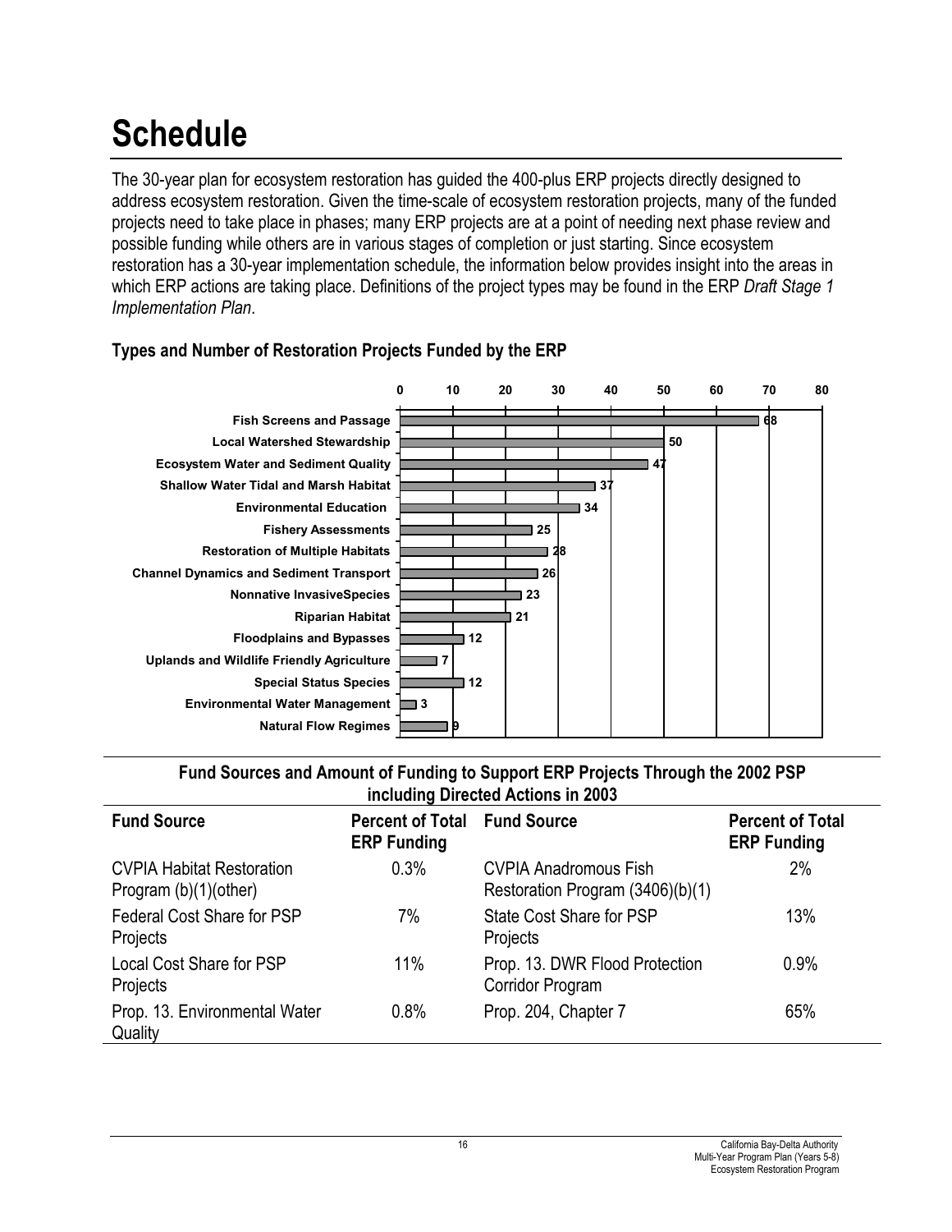# Schedule

The 30-year plan for ecosystem restoration has guided the 400-plus ERP projects directly designed to address ecosystem restoration. Given the time-scale of ecosystem restoration projects, many of the funded projects need to take place in phases; many ERP projects are at a point of needing next phase review and possible funding while others are in various stages of completion or just starting. Since ecosystem restoration has a 30-year implementation schedule, the information below provides insight into the areas in which ERP actions are taking place. Definitions of the project types may be found in the ERP *Draft Stage 1 Implementation Plan*.

### Types and Number of Restoration Projects Funded by the ERP

| Project Type | Number of Projects |
|---|---|
| Fish Screens and Passage | 68 |
| Local Watershed Stewardship | 50 |
| Ecosystem Water and Sediment Quality | 47 |
| Shallow Water Tidal and Marsh Habitat | 37 |
| Environmental Education | 34 |
| Fishery Assessments | 25 |
| Restoration of Multiple Habitats | 28 |
| Channel Dynamics and Sediment Transport | 26 |
| Nonnative InvasiveSpecies | 23 |
| Riparian Habitat | 21 |
| Floodplains and Bypasses | 12 |
| Uplands and Wildlife Friendly Agriculture | 7 |
| Special Status Species | 12 |
| Environmental Water Management | 3 |
| Natural Flow Regimes | 9 |

### Fund Sources and Amount of Funding to Support ERP Projects Through the 2002 PSP including Directed Actions in 2003

| Fund Source | Percent of Total ERP Funding | Fund Source | Percent of Total ERP Funding |
|---|---|---|---|
| CVPIA Habitat Restoration Program (b)(1)(other) | 0.3% | CVPIA Anadromous Fish Restoration Program (3406)(b)(1) | 2% |
| Federal Cost Share for PSP Projects | 7% | State Cost Share for PSP Projects | 13% |
| Local Cost Share for PSP Projects | 11% | Prop. 13. DWR Flood Protection Corridor Program | 0.9% |
| Prop. 13. Environmental Water Quality | 0.8% | Prop. 204, Chapter 7 | 65% |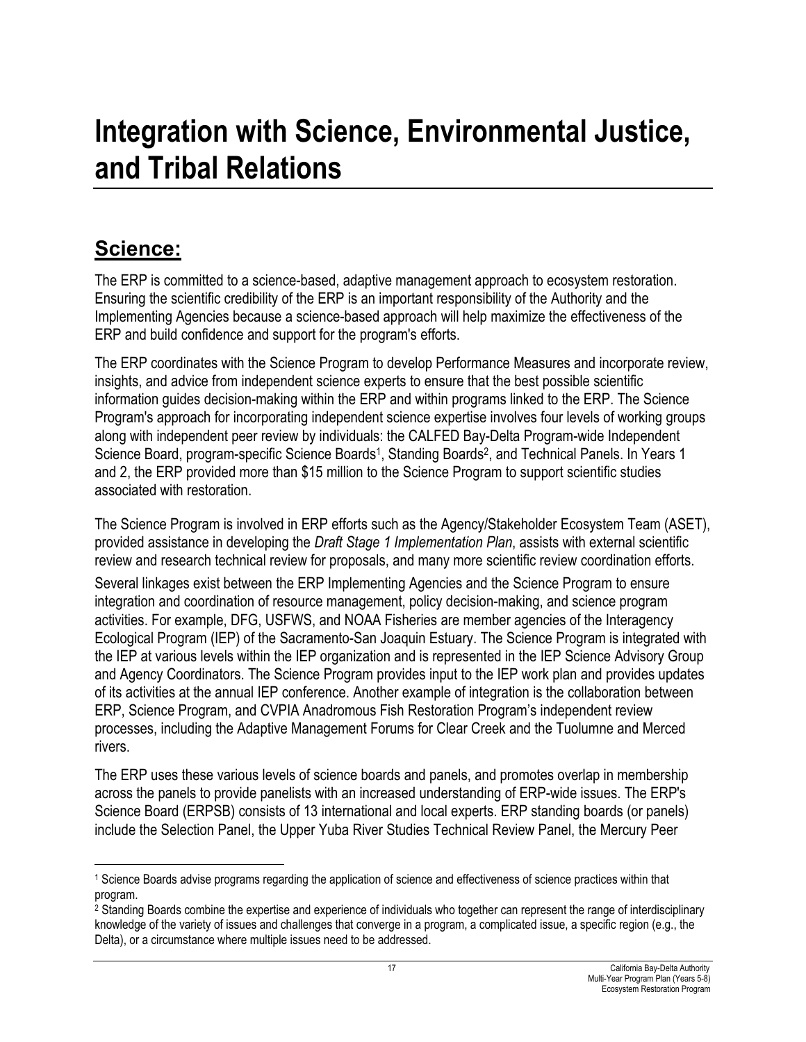# Integration with Science, Environmental Justice, and Tribal Relations

## Science:

The ERP is committed to a science-based, adaptive management approach to ecosystem restoration. Ensuring the scientific credibility of the ERP is an important responsibility of the Authority and the Implementing Agencies because a science-based approach will help maximize the effectiveness of the ERP and build confidence and support for the program's efforts.

The ERP coordinates with the Science Program to develop Performance Measures and incorporate review, insights, and advice from independent science experts to ensure that the best possible scientific information guides decision-making within the ERP and within programs linked to the ERP. The Science Program's approach for incorporating independent science expertise involves four levels of working groups along with independent peer review by individuals: the CALFED Bay-Delta Program-wide Independent Science Board, program-specific Science Boards[1], Standing Boards[2], and Technical Panels. In Years 1 and 2, the ERP provided more than $15 million to the Science Program to support scientific studies associated with restoration.

The Science Program is involved in ERP efforts such as the Agency/Stakeholder Ecosystem Team (ASET), provided assistance in developing the *Draft Stage 1 Implementation Plan*, assists with external scientific review and research technical review for proposals, and many more scientific review coordination efforts.

Several linkages exist between the ERP Implementing Agencies and the Science Program to ensure integration and coordination of resource management, policy decision-making, and science program activities. For example, DFG, USFWS, and NOAA Fisheries are member agencies of the Interagency Ecological Program (IEP) of the Sacramento-San Joaquin Estuary. The Science Program is integrated with the IEP at various levels within the IEP organization and is represented in the IEP Science Advisory Group and Agency Coordinators. The Science Program provides input to the IEP work plan and provides updates of its activities at the annual IEP conference. Another example of integration is the collaboration between ERP, Science Program, and CVPIA Anadromous Fish Restoration Program's independent review processes, including the Adaptive Management Forums for Clear Creek and the Tuolumne and Merced rivers.

The ERP uses these various levels of science boards and panels, and promotes overlap in membership across the panels to provide panelists with an increased understanding of ERP-wide issues. The ERP's Science Board (ERPSB) consists of 13 international and local experts. ERP standing boards (or panels) include the Selection Panel, the Upper Yuba River Studies Technical Review Panel, the Mercury Peer

---

[1] Science Boards advise programs regarding the application of science and effectiveness of science practices within that program.

[2] Standing Boards combine the expertise and experience of individuals who together can represent the range of interdisciplinary knowledge of the variety of issues and challenges that converge in a program, a complicated issue, a specific region (e.g., the Delta), or a circumstance where multiple issues need to be addressed.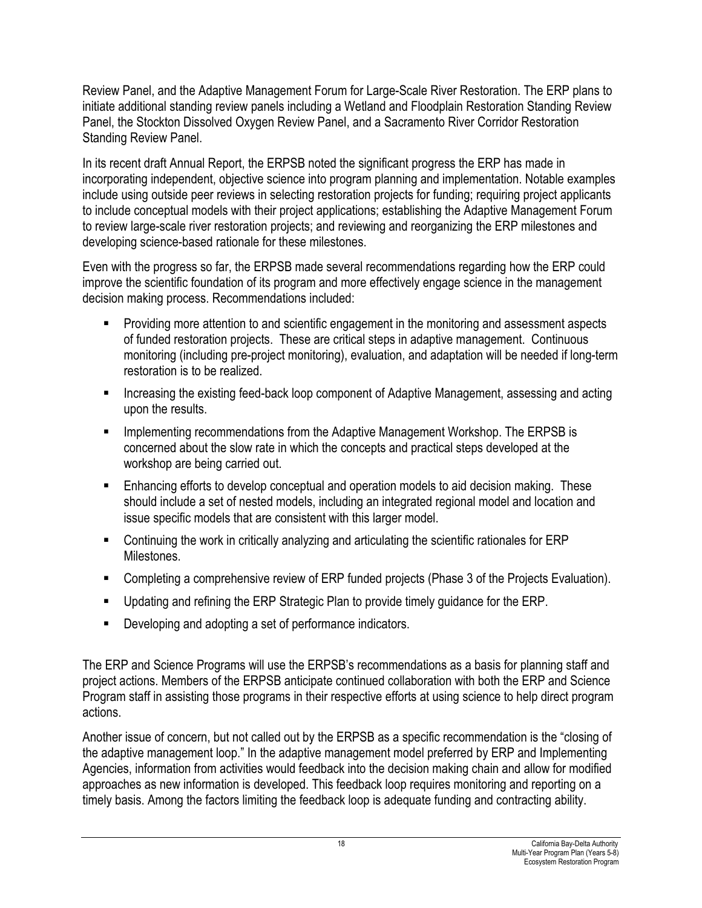Review Panel, and the Adaptive Management Forum for Large-Scale River Restoration. The ERP plans to initiate additional standing review panels including a Wetland and Floodplain Restoration Standing Review Panel, the Stockton Dissolved Oxygen Review Panel, and a Sacramento River Corridor Restoration Standing Review Panel.

In its recent draft Annual Report, the ERPSB noted the significant progress the ERP has made in incorporating independent, objective science into program planning and implementation. Notable examples include using outside peer reviews in selecting restoration projects for funding; requiring project applicants to include conceptual models with their project applications; establishing the Adaptive Management Forum to review large-scale river restoration projects; and reviewing and reorganizing the ERP milestones and developing science-based rationale for these milestones.

Even with the progress so far, the ERPSB made several recommendations regarding how the ERP could improve the scientific foundation of its program and more effectively engage science in the management decision making process. Recommendations included:

- Providing more attention to and scientific engagement in the monitoring and assessment aspects of funded restoration projects. These are critical steps in adaptive management. Continuous monitoring (including pre-project monitoring), evaluation, and adaptation will be needed if long-term restoration is to be realized.
- Increasing the existing feed-back loop component of Adaptive Management, assessing and acting upon the results.
- Implementing recommendations from the Adaptive Management Workshop. The ERPSB is concerned about the slow rate in which the concepts and practical steps developed at the workshop are being carried out.
- Enhancing efforts to develop conceptual and operation models to aid decision making. These should include a set of nested models, including an integrated regional model and location and issue specific models that are consistent with this larger model.
- Continuing the work in critically analyzing and articulating the scientific rationales for ERP Milestones.
- Completing a comprehensive review of ERP funded projects (Phase 3 of the Projects Evaluation).
- Updating and refining the ERP Strategic Plan to provide timely guidance for the ERP.
- Developing and adopting a set of performance indicators.

The ERP and Science Programs will use the ERPSB's recommendations as a basis for planning staff and project actions. Members of the ERPSB anticipate continued collaboration with both the ERP and Science Program staff in assisting those programs in their respective efforts at using science to help direct program actions.

Another issue of concern, but not called out by the ERPSB as a specific recommendation is the "closing of the adaptive management loop." In the adaptive management model preferred by ERP and Implementing Agencies, information from activities would feedback into the decision making chain and allow for modified approaches as new information is developed. This feedback loop requires monitoring and reporting on a timely basis. Among the factors limiting the feedback loop is adequate funding and contracting ability.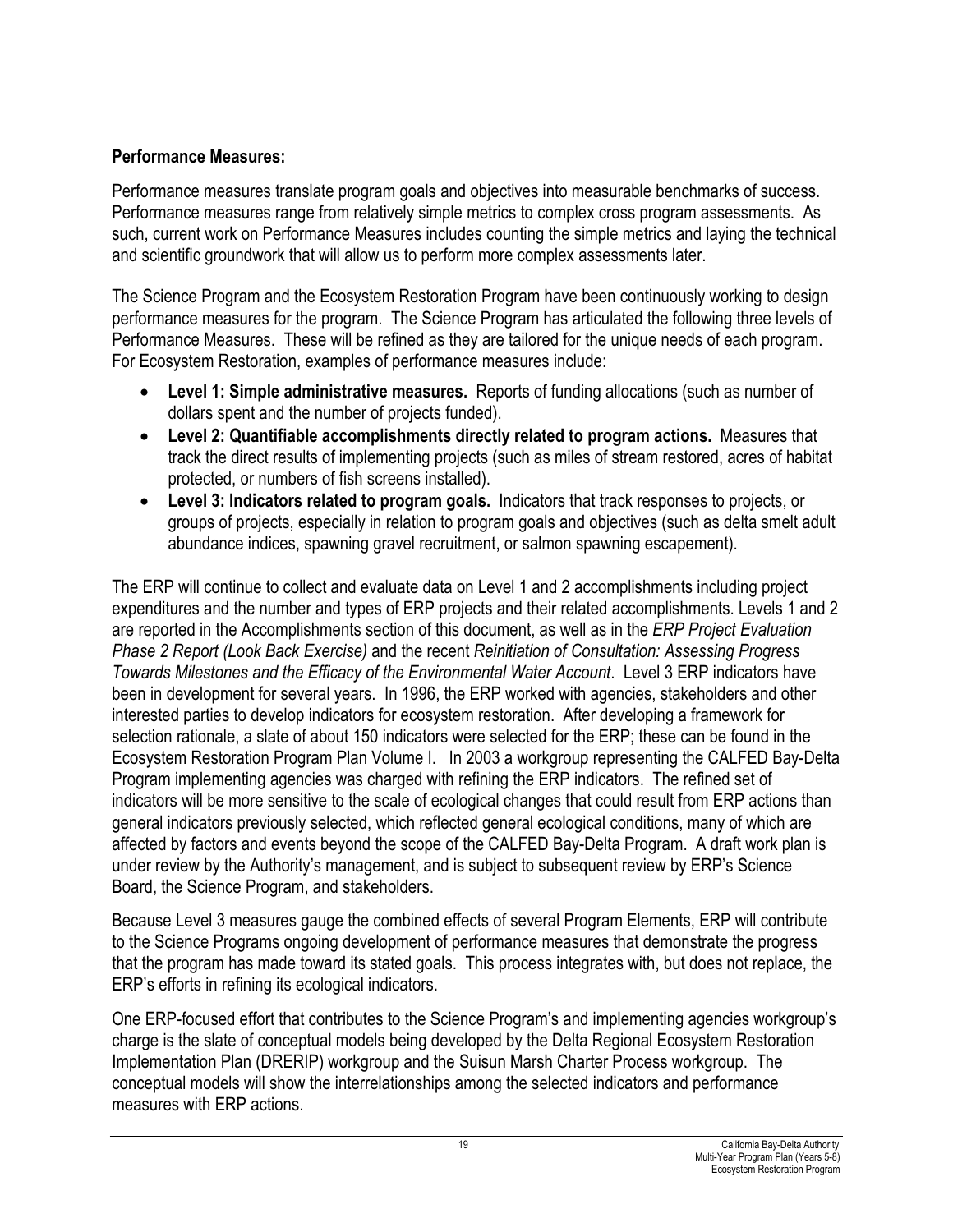**Performance Measures:**

Performance measures translate program goals and objectives into measurable benchmarks of success. Performance measures range from relatively simple metrics to complex cross program assessments. As such, current work on Performance Measures includes counting the simple metrics and laying the technical and scientific groundwork that will allow us to perform more complex assessments later.

The Science Program and the Ecosystem Restoration Program have been continuously working to design performance measures for the program. The Science Program has articulated the following three levels of Performance Measures. These will be refined as they are tailored for the unique needs of each program. For Ecosystem Restoration, examples of performance measures include:

- **Level 1: Simple administrative measures.** Reports of funding allocations (such as number of dollars spent and the number of projects funded).
- **Level 2: Quantifiable accomplishments directly related to program actions.** Measures that track the direct results of implementing projects (such as miles of stream restored, acres of habitat protected, or numbers of fish screens installed).
- **Level 3: Indicators related to program goals.** Indicators that track responses to projects, or groups of projects, especially in relation to program goals and objectives (such as delta smelt adult abundance indices, spawning gravel recruitment, or salmon spawning escapement).

The ERP will continue to collect and evaluate data on Level 1 and 2 accomplishments including project expenditures and the number and types of ERP projects and their related accomplishments. Levels 1 and 2 are reported in the Accomplishments section of this document, as well as in the *ERP Project Evaluation Phase 2 Report (Look Back Exercise)* and the recent *Reinitiation of Consultation: Assessing Progress Towards Milestones and the Efficacy of the Environmental Water Account*. Level 3 ERP indicators have been in development for several years. In 1996, the ERP worked with agencies, stakeholders and other interested parties to develop indicators for ecosystem restoration. After developing a framework for selection rationale, a slate of about 150 indicators were selected for the ERP; these can be found in the Ecosystem Restoration Program Plan Volume I. In 2003 a workgroup representing the CALFED Bay-Delta Program implementing agencies was charged with refining the ERP indicators. The refined set of indicators will be more sensitive to the scale of ecological changes that could result from ERP actions than general indicators previously selected, which reflected general ecological conditions, many of which are affected by factors and events beyond the scope of the CALFED Bay-Delta Program. A draft work plan is under review by the Authority's management, and is subject to subsequent review by ERP's Science Board, the Science Program, and stakeholders.

Because Level 3 measures gauge the combined effects of several Program Elements, ERP will contribute to the Science Programs ongoing development of performance measures that demonstrate the progress that the program has made toward its stated goals. This process integrates with, but does not replace, the ERP's efforts in refining its ecological indicators.

One ERP-focused effort that contributes to the Science Program's and implementing agencies workgroup's charge is the slate of conceptual models being developed by the Delta Regional Ecosystem Restoration Implementation Plan (DRERIP) workgroup and the Suisun Marsh Charter Process workgroup. The conceptual models will show the interrelationships among the selected indicators and performance measures with ERP actions.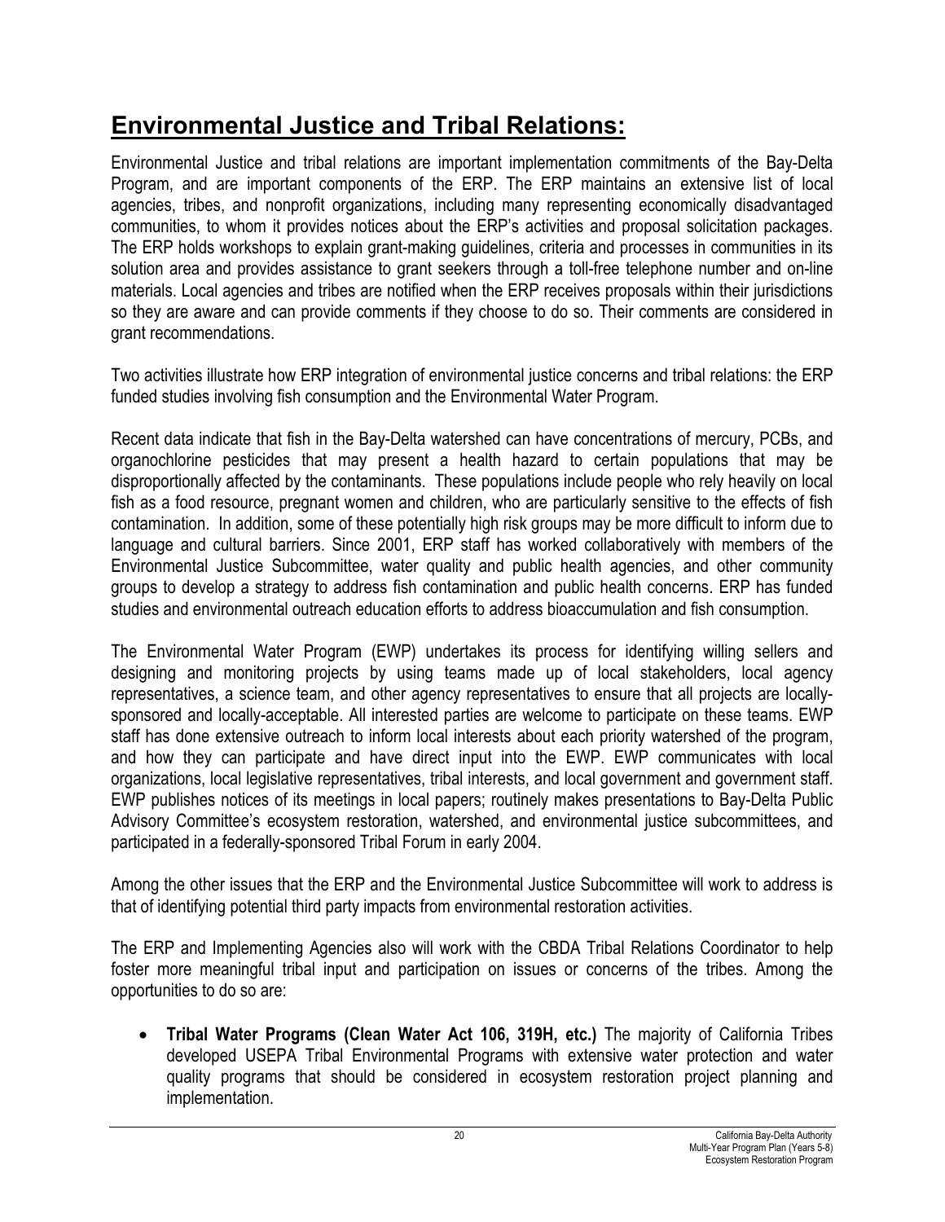# Environmental Justice and Tribal Relations:

Environmental Justice and tribal relations are important implementation commitments of the Bay-Delta Program, and are important components of the ERP. The ERP maintains an extensive list of local agencies, tribes, and nonprofit organizations, including many representing economically disadvantaged communities, to whom it provides notices about the ERP's activities and proposal solicitation packages. The ERP holds workshops to explain grant-making guidelines, criteria and processes in communities in its solution area and provides assistance to grant seekers through a toll-free telephone number and on-line materials. Local agencies and tribes are notified when the ERP receives proposals within their jurisdictions so they are aware and can provide comments if they choose to do so. Their comments are considered in grant recommendations.

Two activities illustrate how ERP integration of environmental justice concerns and tribal relations: the ERP funded studies involving fish consumption and the Environmental Water Program.

Recent data indicate that fish in the Bay-Delta watershed can have concentrations of mercury, PCBs, and organochlorine pesticides that may present a health hazard to certain populations that may be disproportionally affected by the contaminants. These populations include people who rely heavily on local fish as a food resource, pregnant women and children, who are particularly sensitive to the effects of fish contamination. In addition, some of these potentially high risk groups may be more difficult to inform due to language and cultural barriers. Since 2001, ERP staff has worked collaboratively with members of the Environmental Justice Subcommittee, water quality and public health agencies, and other community groups to develop a strategy to address fish contamination and public health concerns. ERP has funded studies and environmental outreach education efforts to address bioaccumulation and fish consumption.

The Environmental Water Program (EWP) undertakes its process for identifying willing sellers and designing and monitoring projects by using teams made up of local stakeholders, local agency representatives, a science team, and other agency representatives to ensure that all projects are locally-sponsored and locally-acceptable. All interested parties are welcome to participate on these teams. EWP staff has done extensive outreach to inform local interests about each priority watershed of the program, and how they can participate and have direct input into the EWP. EWP communicates with local organizations, local legislative representatives, tribal interests, and local government and government staff. EWP publishes notices of its meetings in local papers; routinely makes presentations to Bay-Delta Public Advisory Committee's ecosystem restoration, watershed, and environmental justice subcommittees, and participated in a federally-sponsored Tribal Forum in early 2004.

Among the other issues that the ERP and the Environmental Justice Subcommittee will work to address is that of identifying potential third party impacts from environmental restoration activities.

The ERP and Implementing Agencies also will work with the CBDA Tribal Relations Coordinator to help foster more meaningful tribal input and participation on issues or concerns of the tribes. Among the opportunities to do so are:

- **Tribal Water Programs (Clean Water Act 106, 319H, etc.)** The majority of California Tribes developed USEPA Tribal Environmental Programs with extensive water protection and water quality programs that should be considered in ecosystem restoration project planning and implementation.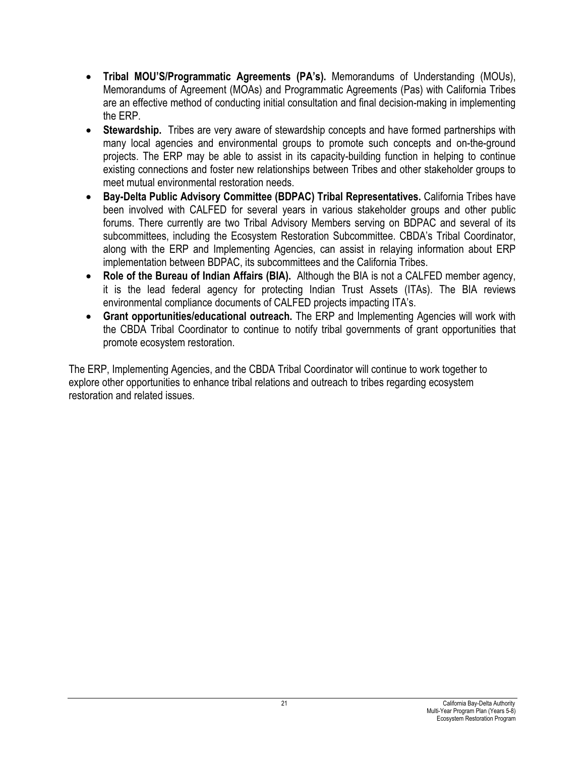- **Tribal MOU'S/Programmatic Agreements (PA's).** Memorandums of Understanding (MOUs), Memorandums of Agreement (MOAs) and Programmatic Agreements (Pas) with California Tribes are an effective method of conducting initial consultation and final decision-making in implementing the ERP.
- **Stewardship.** Tribes are very aware of stewardship concepts and have formed partnerships with many local agencies and environmental groups to promote such concepts and on-the-ground projects. The ERP may be able to assist in its capacity-building function in helping to continue existing connections and foster new relationships between Tribes and other stakeholder groups to meet mutual environmental restoration needs.
- **Bay-Delta Public Advisory Committee (BDPAC) Tribal Representatives.** California Tribes have been involved with CALFED for several years in various stakeholder groups and other public forums. There currently are two Tribal Advisory Members serving on BDPAC and several of its subcommittees, including the Ecosystem Restoration Subcommittee. CBDA's Tribal Coordinator, along with the ERP and Implementing Agencies, can assist in relaying information about ERP implementation between BDPAC, its subcommittees and the California Tribes.
- **Role of the Bureau of Indian Affairs (BIA).** Although the BIA is not a CALFED member agency, it is the lead federal agency for protecting Indian Trust Assets (ITAs). The BIA reviews environmental compliance documents of CALFED projects impacting ITA's.
- **Grant opportunities/educational outreach.** The ERP and Implementing Agencies will work with the CBDA Tribal Coordinator to continue to notify tribal governments of grant opportunities that promote ecosystem restoration.

The ERP, Implementing Agencies, and the CBDA Tribal Coordinator will continue to work together to explore other opportunities to enhance tribal relations and outreach to tribes regarding ecosystem restoration and related issues.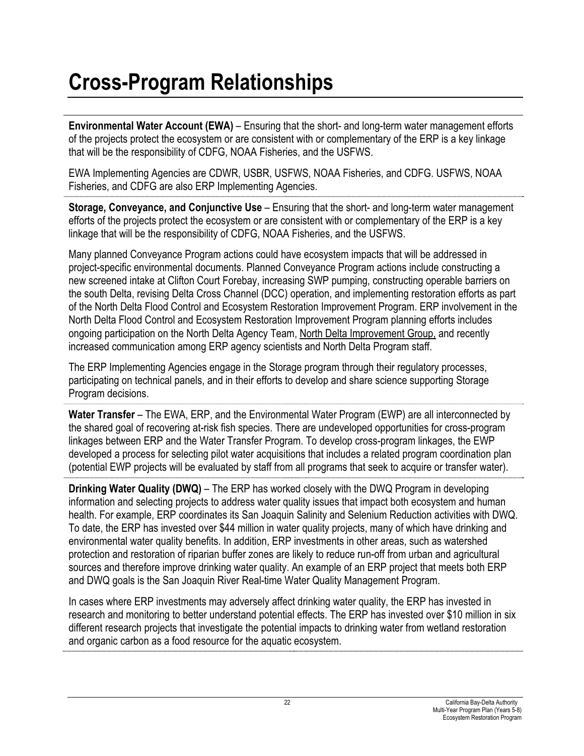# Cross-Program Relationships

**Environmental Water Account (EWA)** – Ensuring that the short- and long-term water management efforts of the projects protect the ecosystem or are consistent with or complementary of the ERP is a key linkage that will be the responsibility of CDFG, NOAA Fisheries, and the USFWS.

EWA Implementing Agencies are CDWR, USBR, USFWS, NOAA Fisheries, and CDFG. USFWS, NOAA Fisheries, and CDFG are also ERP Implementing Agencies.

**Storage, Conveyance, and Conjunctive Use** – Ensuring that the short- and long-term water management efforts of the projects protect the ecosystem or are consistent with or complementary of the ERP is a key linkage that will be the responsibility of CDFG, NOAA Fisheries, and the USFWS.

Many planned Conveyance Program actions could have ecosystem impacts that will be addressed in project-specific environmental documents. Planned Conveyance Program actions include constructing a new screened intake at Clifton Court Forebay, increasing SWP pumping, constructing operable barriers on the south Delta, revising Delta Cross Channel (DCC) operation, and implementing restoration efforts as part of the North Delta Flood Control and Ecosystem Restoration Improvement Program. ERP involvement in the North Delta Flood Control and Ecosystem Restoration Improvement Program planning efforts includes ongoing participation on the North Delta Agency Team, North Delta Improvement Group, and recently increased communication among ERP agency scientists and North Delta Program staff.

The ERP Implementing Agencies engage in the Storage program through their regulatory processes, participating on technical panels, and in their efforts to develop and share science supporting Storage Program decisions.

**Water Transfer** – The EWA, ERP, and the Environmental Water Program (EWP) are all interconnected by the shared goal of recovering at-risk fish species. There are undeveloped opportunities for cross-program linkages between ERP and the Water Transfer Program. To develop cross-program linkages, the EWP developed a process for selecting pilot water acquisitions that includes a related program coordination plan (potential EWP projects will be evaluated by staff from all programs that seek to acquire or transfer water).

**Drinking Water Quality (DWQ)** – The ERP has worked closely with the DWQ Program in developing information and selecting projects to address water quality issues that impact both ecosystem and human health. For example, ERP coordinates its San Joaquin Salinity and Selenium Reduction activities with DWQ. To date, the ERP has invested over $44 million in water quality projects, many of which have drinking and environmental water quality benefits. In addition, ERP investments in other areas, such as watershed protection and restoration of riparian buffer zones are likely to reduce run-off from urban and agricultural sources and therefore improve drinking water quality. An example of an ERP project that meets both ERP and DWQ goals is the San Joaquin River Real-time Water Quality Management Program.

In cases where ERP investments may adversely affect drinking water quality, the ERP has invested in research and monitoring to better understand potential effects. The ERP has invested over $10 million in six different research projects that investigate the potential impacts to drinking water from wetland restoration and organic carbon as a food resource for the aquatic ecosystem.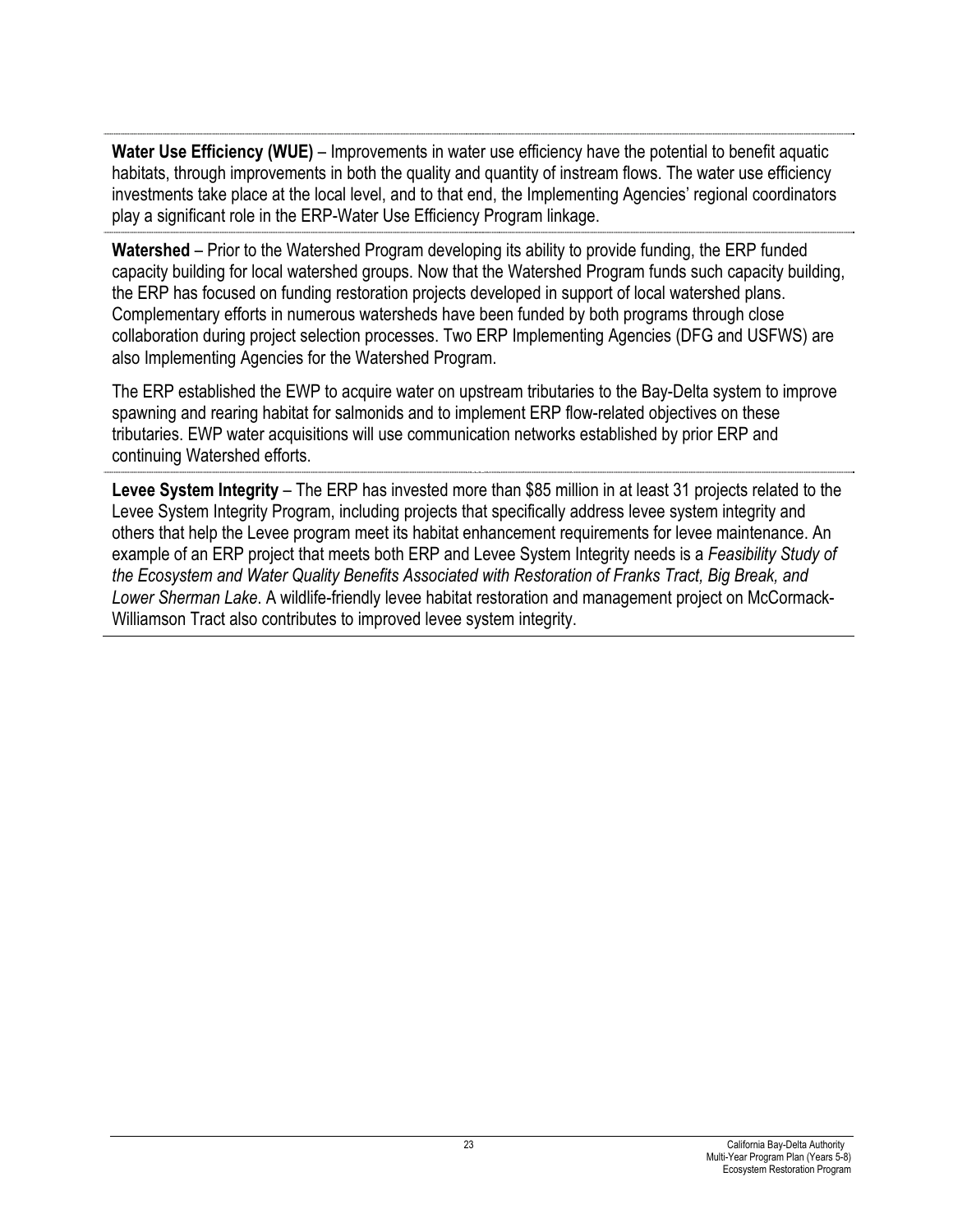**Water Use Efficiency (WUE)** – Improvements in water use efficiency have the potential to benefit aquatic habitats, through improvements in both the quality and quantity of instream flows. The water use efficiency investments take place at the local level, and to that end, the Implementing Agencies' regional coordinators play a significant role in the ERP-Water Use Efficiency Program linkage.

**Watershed** – Prior to the Watershed Program developing its ability to provide funding, the ERP funded capacity building for local watershed groups. Now that the Watershed Program funds such capacity building, the ERP has focused on funding restoration projects developed in support of local watershed plans. Complementary efforts in numerous watersheds have been funded by both programs through close collaboration during project selection processes. Two ERP Implementing Agencies (DFG and USFWS) are also Implementing Agencies for the Watershed Program.

The ERP established the EWP to acquire water on upstream tributaries to the Bay-Delta system to improve spawning and rearing habitat for salmonids and to implement ERP flow-related objectives on these tributaries. EWP water acquisitions will use communication networks established by prior ERP and continuing Watershed efforts.

**Levee System Integrity** – The ERP has invested more than $85 million in at least 31 projects related to the Levee System Integrity Program, including projects that specifically address levee system integrity and others that help the Levee program meet its habitat enhancement requirements for levee maintenance. An example of an ERP project that meets both ERP and Levee System Integrity needs is a *Feasibility Study of the Ecosystem and Water Quality Benefits Associated with Restoration of Franks Tract, Big Break, and Lower Sherman Lake*. A wildlife-friendly levee habitat restoration and management project on McCormack-Williamson Tract also contributes to improved levee system integrity.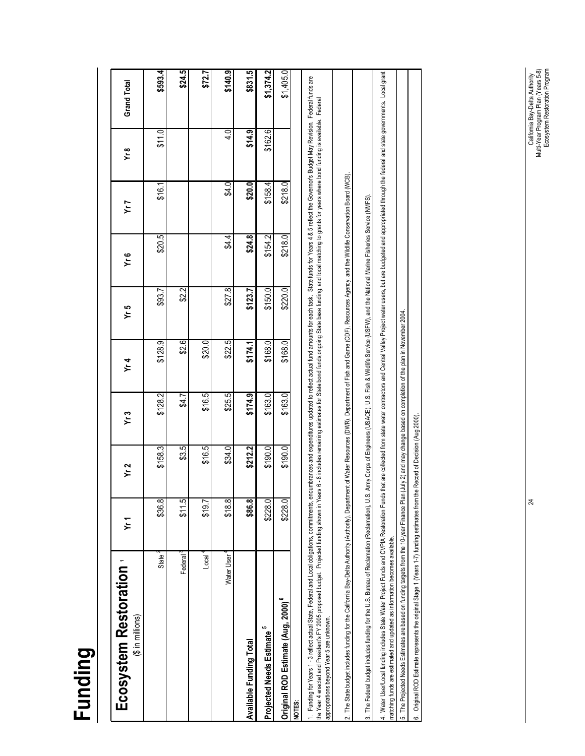# Funding

| Ecosystem Restoration [1] ($ in millions) | Yr 1 | Yr 2 | Yr 3 | Yr 4 | Yr 5 | Yr 6 | Yr 7 | Yr 8 | Grand Total |
|---|---|---|---|---|---|---|---|---|---|
| State [2] | $36.8 | $158.3 | $128.2 | $128.9 | $93.7 | $20.5 | $16.1 | $11.0 | $593.4 |
| Federal [3] | $11.5 | $3.5 | $4.7 | $2.6 | $2.2 | | | | $24.5 |
| Local [4] | $19.7 | $16.5 | $16.5 | $20.0 | | | | | $72.7 |
| Water User [4] | $18.8 | $34.0 | $25.5 | $22.5 | $27.8 | $4.4 | $4.0 | 4.0 | $140.9 |
| **Available Funding Total** | **$86.8** | **$212.2** | **$174.9** | **$174.1** | **$123.7** | **$24.8** | **$20.0** | **$14.9** | **$831.5** |
| **Projected Needs Estimate [5]** | $228.0 | $190.0 | $163.0 | $168.0 | $150.0 | $154.2 | $158.4 | $162.6 | $1,374.2 |
| **Original ROD Estimate (Aug. 2000) [6]** | $228.0 | $190.0 | $163.0 | $168.0 | $220.0 | $218.0 | $218.0 | | $1,405.0 |

**NOTES:**

1. Funding for Years 1 - 3 reflect actual State, Federal and Local obligations, commitments, encumbrances and expenditures updated to reflect actual fund amounts for each task. State funds for Years 4 & 5 reflect the Governor's Budget May Revision. Federal funds are the Year 4 enacted and President's FY 2005 proposed budget. Projected funding shown in Years 6 - 8 includes remaining estimates for State bond funds,ongoing State base funding, and local matching to grants for years where bond funding is available. Federal appropriations beyond Year 5 are unknown.

2. The State budget includes funding for the California Bay-Delta Authority (Authority), Department of Water Resources (DWR), Department of Fish and Game (CDF), Resources Agency, and the Wildlife Conservation Board (WCB).

3. The Federal budget includes funding for the U.S. Bureau of Reclamation (Reclamation), U.S. Army Corps of Engineers (USACE), U.S. Fish & Wildlife Service (USFW), and the National Marine Fisheries Service (NMFS).

4. Water User/Local funding includes State Water Project Funds and CVPIA Restoration Funds that are collected from state water contractors and Central Valley Project water users, but are budgeted and appropriated through the federal and state governments. Local grant matching funds are estimated and updated as information becomes available.

5. The Projected Needs Estimates are based on funding targets from the 10-year Finance Plan (July 2) and may change based on completion of the plan in November 2004.

6. Original ROD Estimate represents the original Stage 1 (Years 1-7) funding estimates from the Record of Decision (Aug 2000).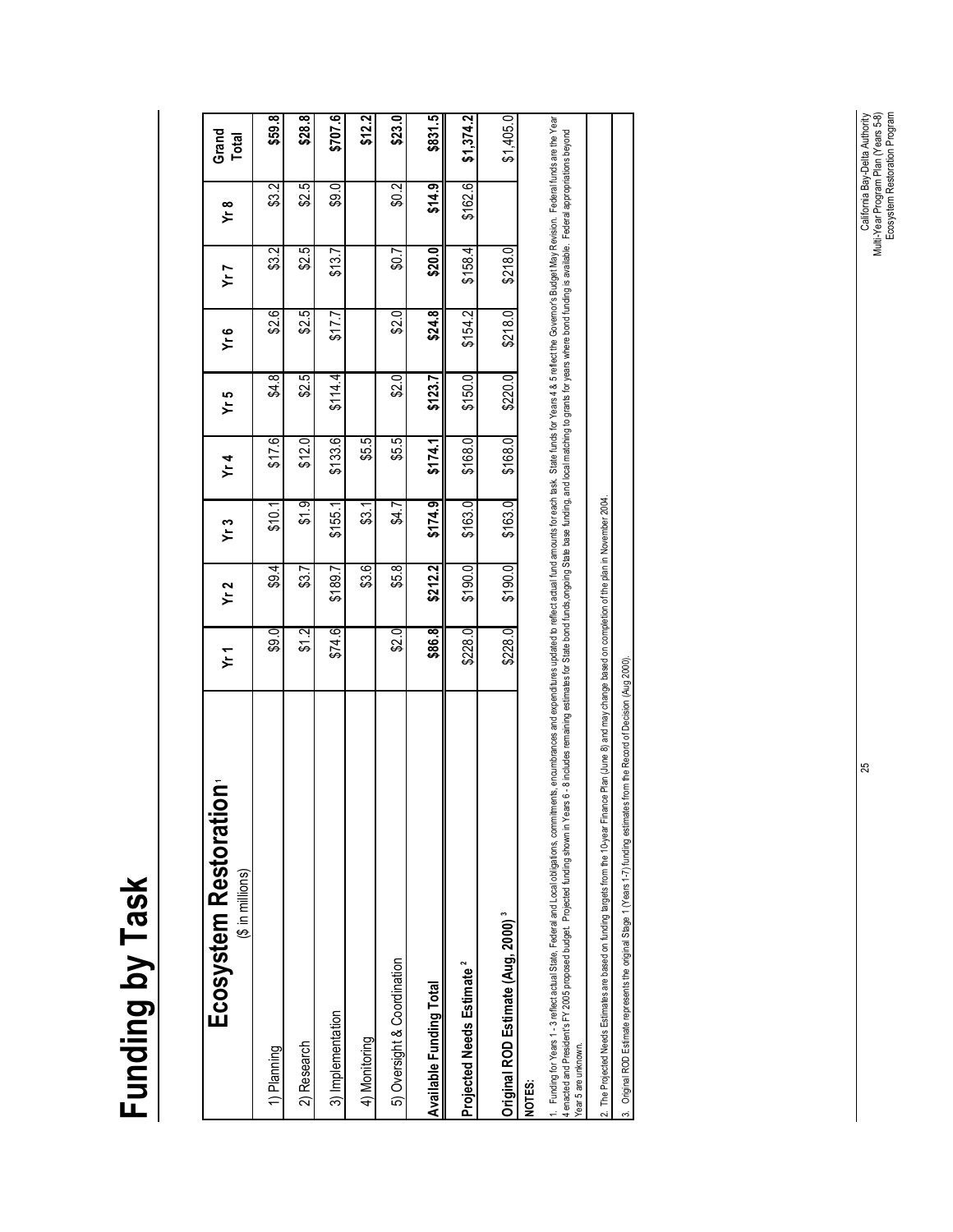# Funding by Task

| Ecosystem Restoration[1] ($ in millions) | Yr 1 | Yr 2 | Yr 3 | Yr 4 | Yr 5 | Yr 6 | Yr 7 | Yr 8 | Grand Total |
|---|---|---|---|---|---|---|---|---|---|
| 1) Planning | $9.0 | $9.4 | $10.1 | $17.6 | $4.8 | $2.6 | $3.2 | $3.2 | **$59.8** |
| 2) Research | $1.2 | $3.7 | $1.9 | $12.0 | $2.5 | $2.5 | $2.5 | $2.5 | **$28.8** |
| 3) Implementation | $74.6 | $189.7 | $155.1 | $133.6 | $114.4 | $17.7 | $13.7 | $9.0 | **$707.6** |
| 4) Monitoring | | $3.6 | $3.1 | $5.5 | | | | | **$12.2** |
| 5) Oversight & Coordination | $2.0 | $5.8 | $4.7 | $5.5 | $2.0 | $2.0 | $0.7 | $0.2 | **$23.0** |
| **Available Funding Total** | **$86.8** | **$212.2** | **$174.9** | **$174.1** | **$123.7** | **$24.8** | **$20.0** | **$14.9** | **$831.5** |
| **Projected Needs Estimate[2]** | $228.0 | $190.0 | $163.0 | $168.0 | $150.0 | $154.2 | $158.4 | $162.6 | **$1,374.2** |
| **Original ROD Estimate (Aug. 2000)[3]** | $228.0 | $190.0 | $163.0 | $168.0 | $220.0 | $218.0 | $218.0 | | $1,405.0 |

**NOTES:**

1. Funding for Years 1 - 3 reflect actual State, Federal and Local obligations, commitments, encumbrances and expenditures updated to reflect actual fund amounts for each task. State funds for Years 4 & 5 reflect the Governor's Budget May Revision. Federal funds are the Year 4 enacted and President's FY 2005 proposed budget. Projected funding shown in Years 6 - 8 includes remaining estimates for State bond funds, ongoing State base funding, and local matching to grants for years where bond funding is available. Federal appropriations beyond Year 5 are unknown.

2. The Projected Needs Estimates are based on funding targets from the 10-year Finance Plan (June 8) and may change based on completion of the plan in November 2004.

3. Original ROD Estimate represents the original Stage 1 (Years 1-7) funding estimates from the Record of Decision (Aug 2000).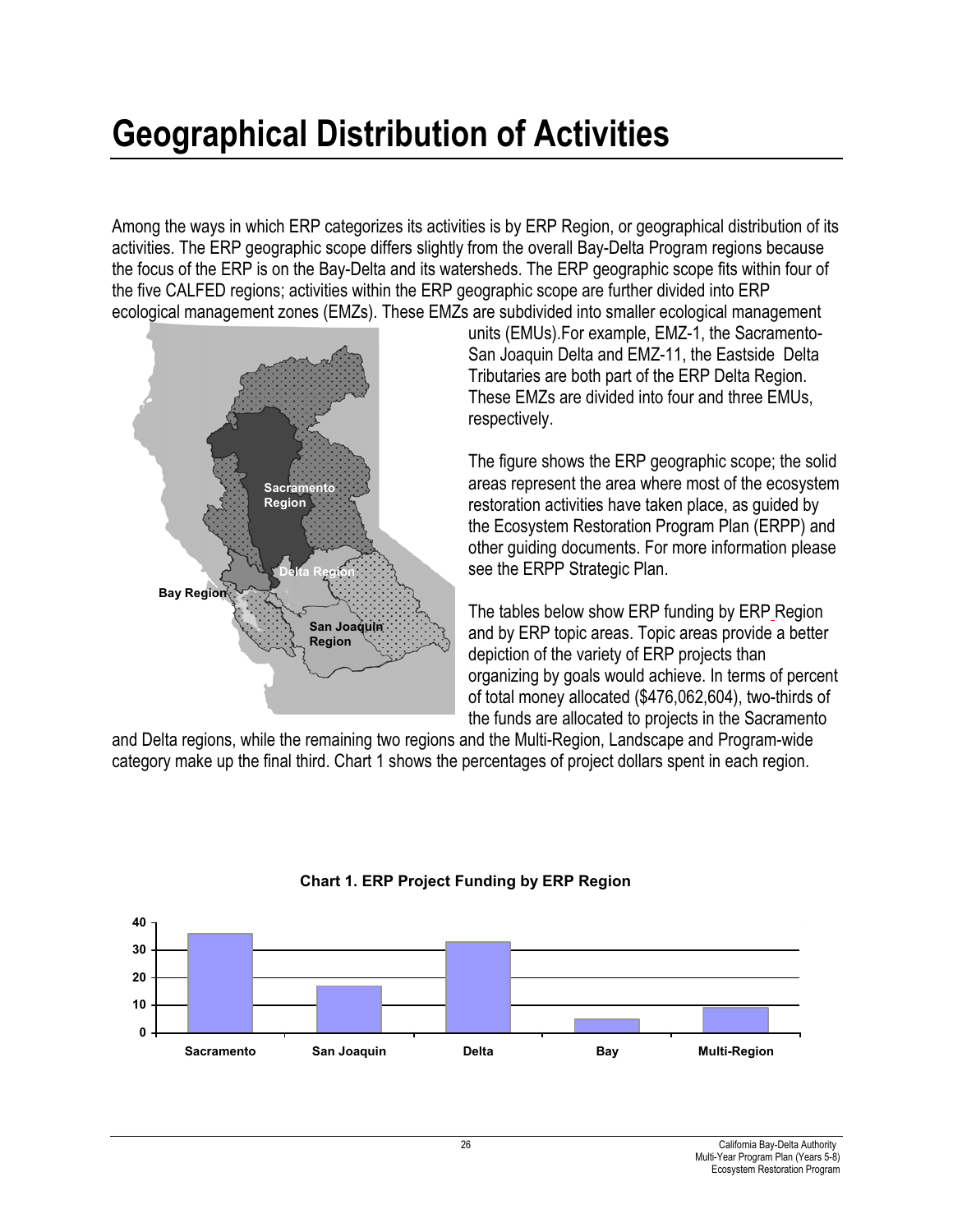# Geographical Distribution of Activities

Among the ways in which ERP categorizes its activities is by ERP Region, or geographical distribution of its activities. The ERP geographic scope differs slightly from the overall Bay-Delta Program regions because the focus of the ERP is on the Bay-Delta and its watersheds. The ERP geographic scope fits within four of the five CALFED regions; activities within the ERP geographic scope are further divided into ERP ecological management zones (EMZs). These EMZs are subdivided into smaller ecological management units (EMUs).For example, EMZ-1, the Sacramento-San Joaquin Delta and EMZ-11, the Eastside Delta Tributaries are both part of the ERP Delta Region. These EMZs are divided into four and three EMUs, respectively.

The figure shows the ERP geographic scope; the solid areas represent the area where most of the ecosystem restoration activities have taken place, as guided by the Ecosystem Restoration Program Plan (ERPP) and other guiding documents. For more information please see the ERPP Strategic Plan.

The tables below show ERP funding by ERP Region and by ERP topic areas. Topic areas provide a better depiction of the variety of ERP projects than organizing by goals would achieve. In terms of percent of total money allocated ($476,062,604), two-thirds of the funds are allocated to projects in the Sacramento and Delta regions, while the remaining two regions and the Multi-Region, Landscape and Program-wide category make up the final third. Chart 1 shows the percentages of project dollars spent in each region.

**Chart 1. ERP Project Funding by ERP Region**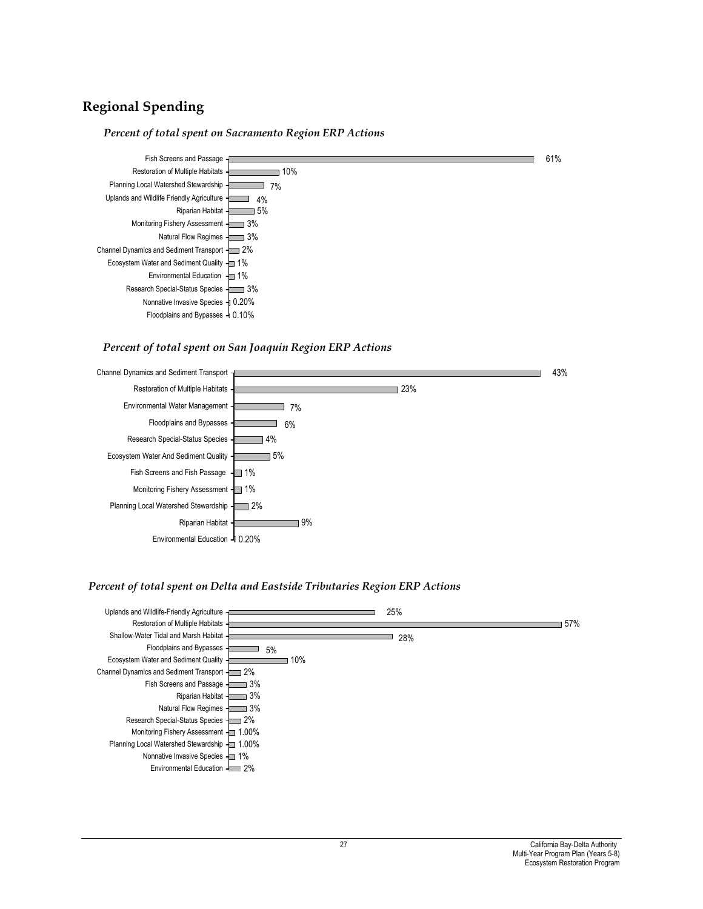## Regional Spending

### *Percent of total spent on Sacramento Region ERP Actions*

| Category | Percent |
|---|---|
| Fish Screens and Passage | 61% |
| Restoration of Multiple Habitats | 10% |
| Planning Local Watershed Stewardship | 7% |
| Uplands and Wildlife Friendly Agriculture | 4% |
| Riparian Habitat | 5% |
| Monitoring Fishery Assessment | 3% |
| Natural Flow Regimes | 3% |
| Channel Dynamics and Sediment Transport | 2% |
| Ecosystem Water and Sediment Quality | 1% |
| Environmental Education | 1% |
| Research Special-Status Species | 3% |
| Nonnative Invasive Species | 0.20% |
| Floodplains and Bypasses | 0.10% |

### *Percent of total spent on San Joaquin Region ERP Actions*

| Category | Percent |
|---|---|
| Channel Dynamics and Sediment Transport | 43% |
| Restoration of Multiple Habitats | 23% |
| Environmental Water Management | 7% |
| Floodplains and Bypasses | 6% |
| Research Special-Status Species | 4% |
| Ecosystem Water And Sediment Quality | 5% |
| Fish Screens and Fish Passage | 1% |
| Monitoring Fishery Assessment | 1% |
| Planning Local Watershed Stewardship | 2% |
| Riparian Habitat | 9% |
| Environmental Education | 0.20% |

### *Percent of total spent on Delta and Eastside Tributaries Region ERP Actions*

| Category | Percent |
|---|---|
| Uplands and Wildlife-Friendly Agriculture | 25% |
| Restoration of Multiple Habitats | 57% |
| Shallow-Water Tidal and Marsh Habitat | 28% |
| Floodplains and Bypasses | 5% |
| Ecosystem Water and Sediment Quality | 10% |
| Channel Dynamics and Sediment Transport | 2% |
| Fish Screens and Passage | 3% |
| Riparian Habitat | 3% |
| Natural Flow Regimes | 3% |
| Research Special-Status Species | 2% |
| Monitoring Fishery Assessment | 1.00% |
| Planning Local Watershed Stewardship | 1.00% |
| Nonnative Invasive Species | 1% |
| Environmental Education | 2% |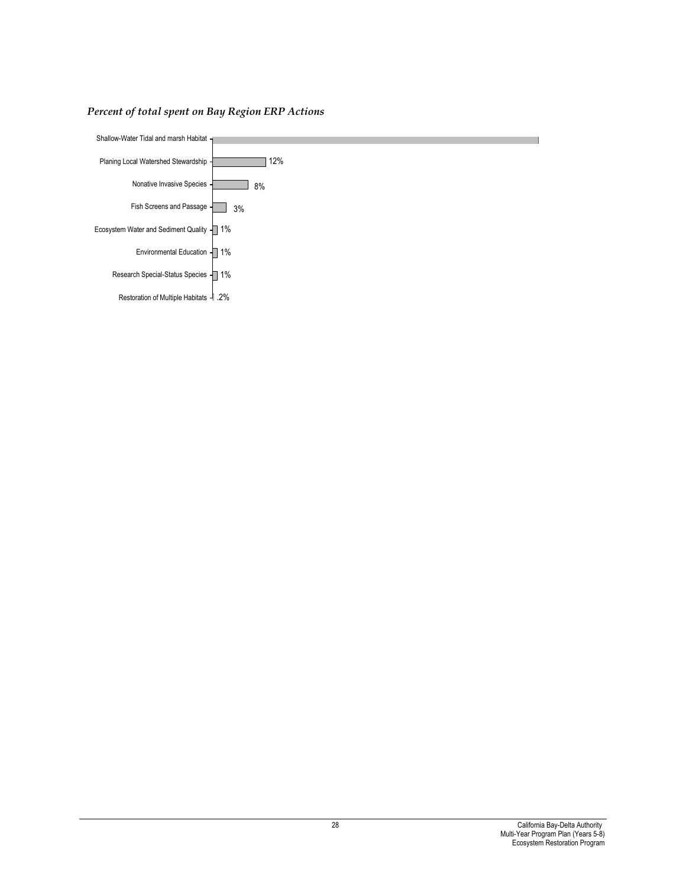*Percent of total spent on Bay Region ERP Actions*

Shallow-Water Tidal and marsh Habitat

Planing Local Watershed Stewardship 12%

Nonative Invasive Species 8%

Fish Screens and Passage 3%

Ecosystem Water and Sediment Quality 1%

Environmental Education 1%

Research Special-Status Species 1%

Restoration of Multiple Habitats .2%